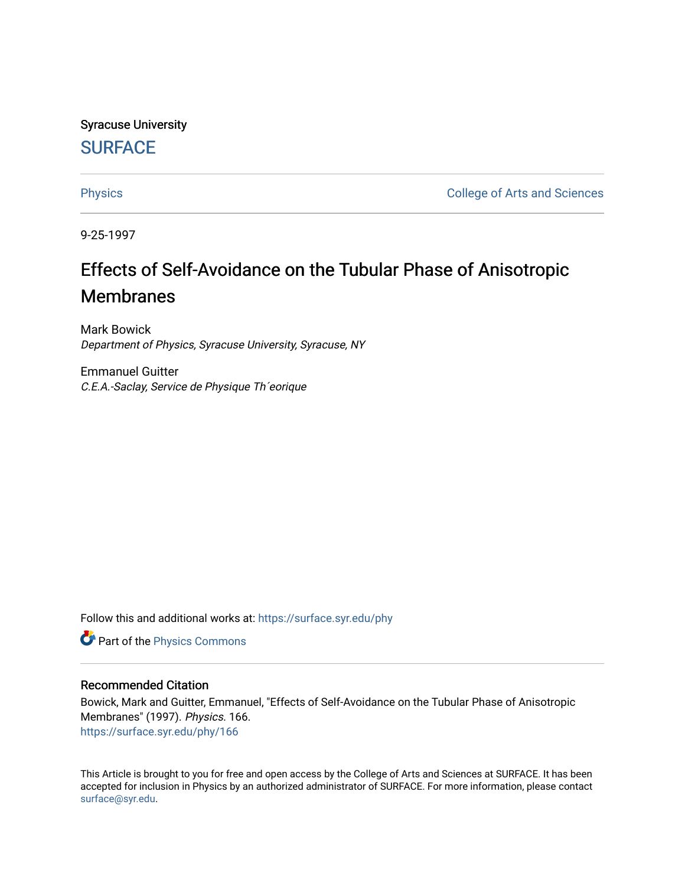Syracuse University

SURFACE

Physics

College of Arts and Sciences

9-25-1997

# Effects of Self-Avoidance on the Tubular Phase of Anisotropic Membranes

Mark Bowick
*Department of Physics, Syracuse University, Syracuse, NY*

Emmanuel Guitter
*C.E.A.-Saclay, Service de Physique Th´eorique*

Follow this and additional works at: https://surface.syr.edu/phy

Part of the Physics Commons

## Recommended Citation

Bowick, Mark and Guitter, Emmanuel, "Effects of Self-Avoidance on the Tubular Phase of Anisotropic Membranes" (1997). *Physics*. 166.
https://surface.syr.edu/phy/166

This Article is brought to you for free and open access by the College of Arts and Sciences at SURFACE. It has been accepted for inclusion in Physics by an authorized administrator of SURFACE. For more information, please contact surface@syr.edu.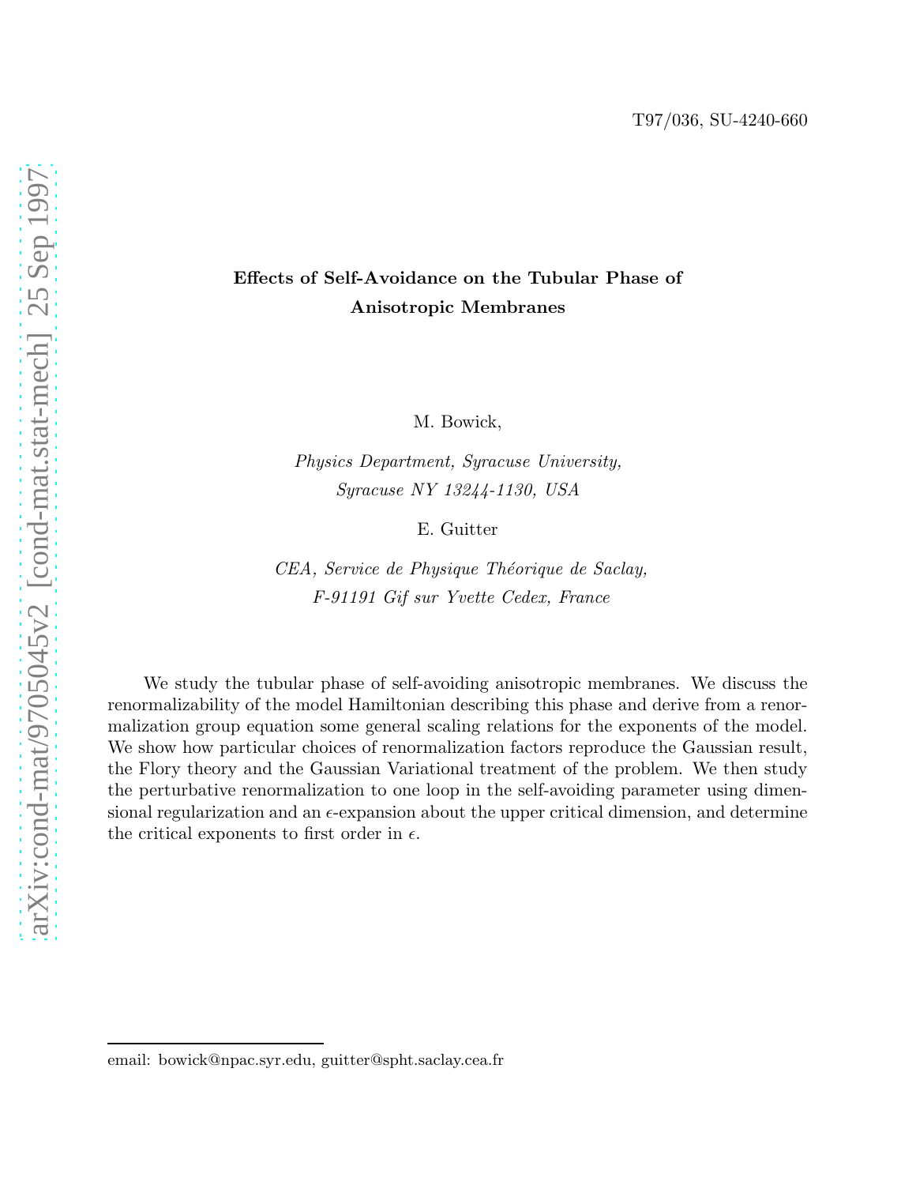T97/036, SU-4240-660

**Effects of Self-Avoidance on the Tubular Phase of Anisotropic Membranes**

M. Bowick,

*Physics Department, Syracuse University,*
*Syracuse NY 13244-1130, USA*

E. Guitter

*CEA, Service de Physique Théorique de Saclay,*
*F-91191 Gif sur Yvette Cedex, France*

We study the tubular phase of self-avoiding anisotropic membranes. We discuss the renormalizability of the model Hamiltonian describing this phase and derive from a renormalization group equation some general scaling relations for the exponents of the model. We show how particular choices of renormalization factors reproduce the Gaussian result, the Flory theory and the Gaussian Variational treatment of the problem. We then study the perturbative renormalization to one loop in the self-avoiding parameter using dimensional regularization and an $\epsilon$-expansion about the upper critical dimension, and determine the critical exponents to first order in $\epsilon$.

email: bowick@npac.syr.edu, guitter@spht.saclay.cea.fr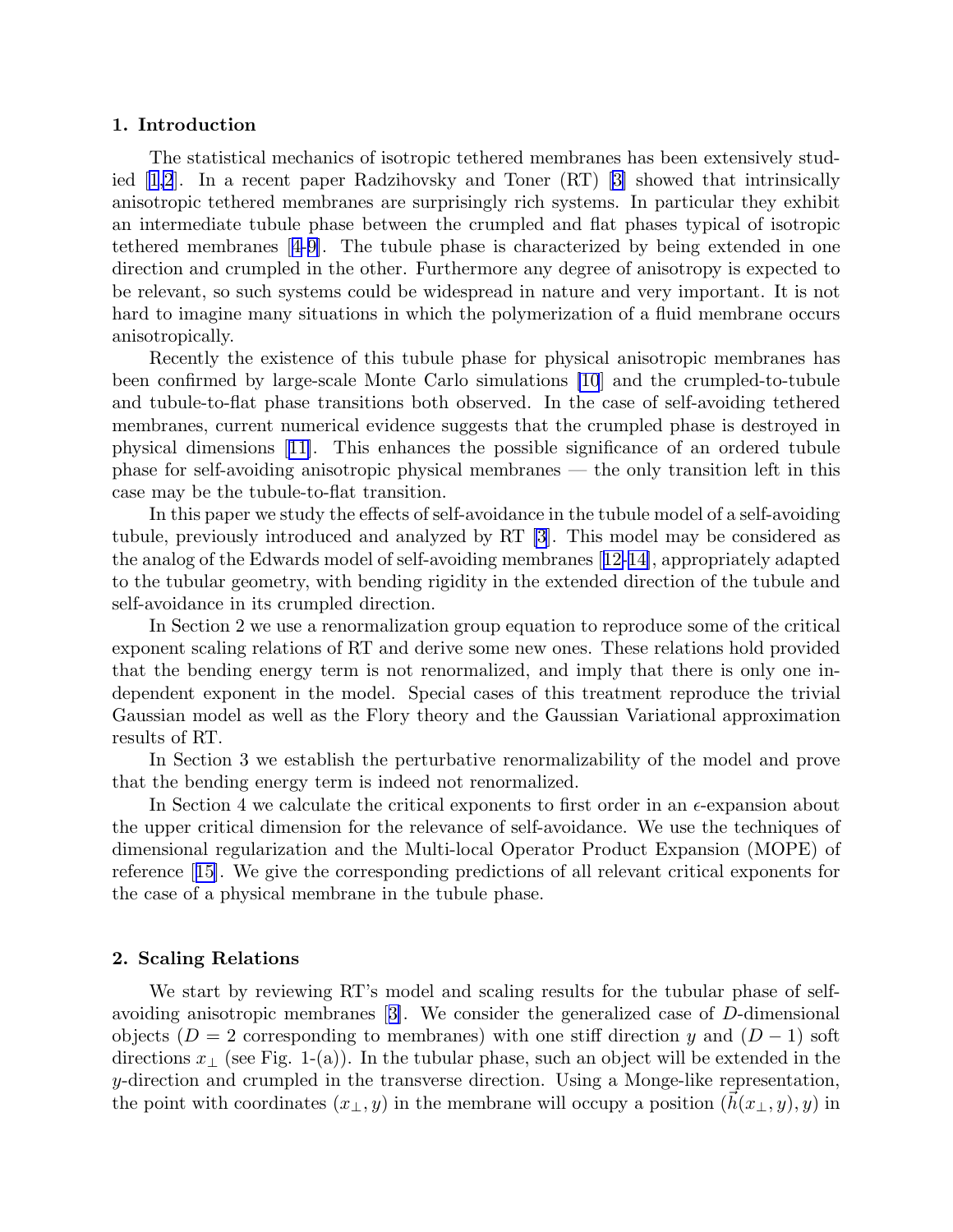## 1. Introduction

The statistical mechanics of isotropic tethered membranes has been extensively studied [1,2]. In a recent paper Radzihovsky and Toner (RT) [3] showed that intrinsically anisotropic tethered membranes are surprisingly rich systems. In particular they exhibit an intermediate tubule phase between the crumpled and flat phases typical of isotropic tethered membranes [4-9]. The tubule phase is characterized by being extended in one direction and crumpled in the other. Furthermore any degree of anisotropy is expected to be relevant, so such systems could be widespread in nature and very important. It is not hard to imagine many situations in which the polymerization of a fluid membrane occurs anisotropically.

Recently the existence of this tubule phase for physical anisotropic membranes has been confirmed by large-scale Monte Carlo simulations [10] and the crumpled-to-tubule and tubule-to-flat phase transitions both observed. In the case of self-avoiding tethered membranes, current numerical evidence suggests that the crumpled phase is destroyed in physical dimensions [11]. This enhances the possible significance of an ordered tubule phase for self-avoiding anisotropic physical membranes — the only transition left in this case may be the tubule-to-flat transition.

In this paper we study the effects of self-avoidance in the tubule model of a self-avoiding tubule, previously introduced and analyzed by RT [3]. This model may be considered as the analog of the Edwards model of self-avoiding membranes [12-14], appropriately adapted to the tubular geometry, with bending rigidity in the extended direction of the tubule and self-avoidance in its crumpled direction.

In Section 2 we use a renormalization group equation to reproduce some of the critical exponent scaling relations of RT and derive some new ones. These relations hold provided that the bending energy term is not renormalized, and imply that there is only one independent exponent in the model. Special cases of this treatment reproduce the trivial Gaussian model as well as the Flory theory and the Gaussian Variational approximation results of RT.

In Section 3 we establish the perturbative renormalizability of the model and prove that the bending energy term is indeed not renormalized.

In Section 4 we calculate the critical exponents to first order in an $\epsilon$-expansion about the upper critical dimension for the relevance of self-avoidance. We use the techniques of dimensional regularization and the Multi-local Operator Product Expansion (MOPE) of reference [15]. We give the corresponding predictions of all relevant critical exponents for the case of a physical membrane in the tubule phase.

## 2. Scaling Relations

We start by reviewing RT's model and scaling results for the tubular phase of self-avoiding anisotropic membranes [3]. We consider the generalized case of $D$-dimensional objects ($D = 2$ corresponding to membranes) with one stiff direction $y$ and $(D-1)$ soft directions $x_\perp$ (see Fig. 1-(a)). In the tubular phase, such an object will be extended in the $y$-direction and crumpled in the transverse direction. Using a Monge-like representation, the point with coordinates $(x_\perp, y)$ in the membrane will occupy a position $(\vec{h}(x_\perp, y), y)$ in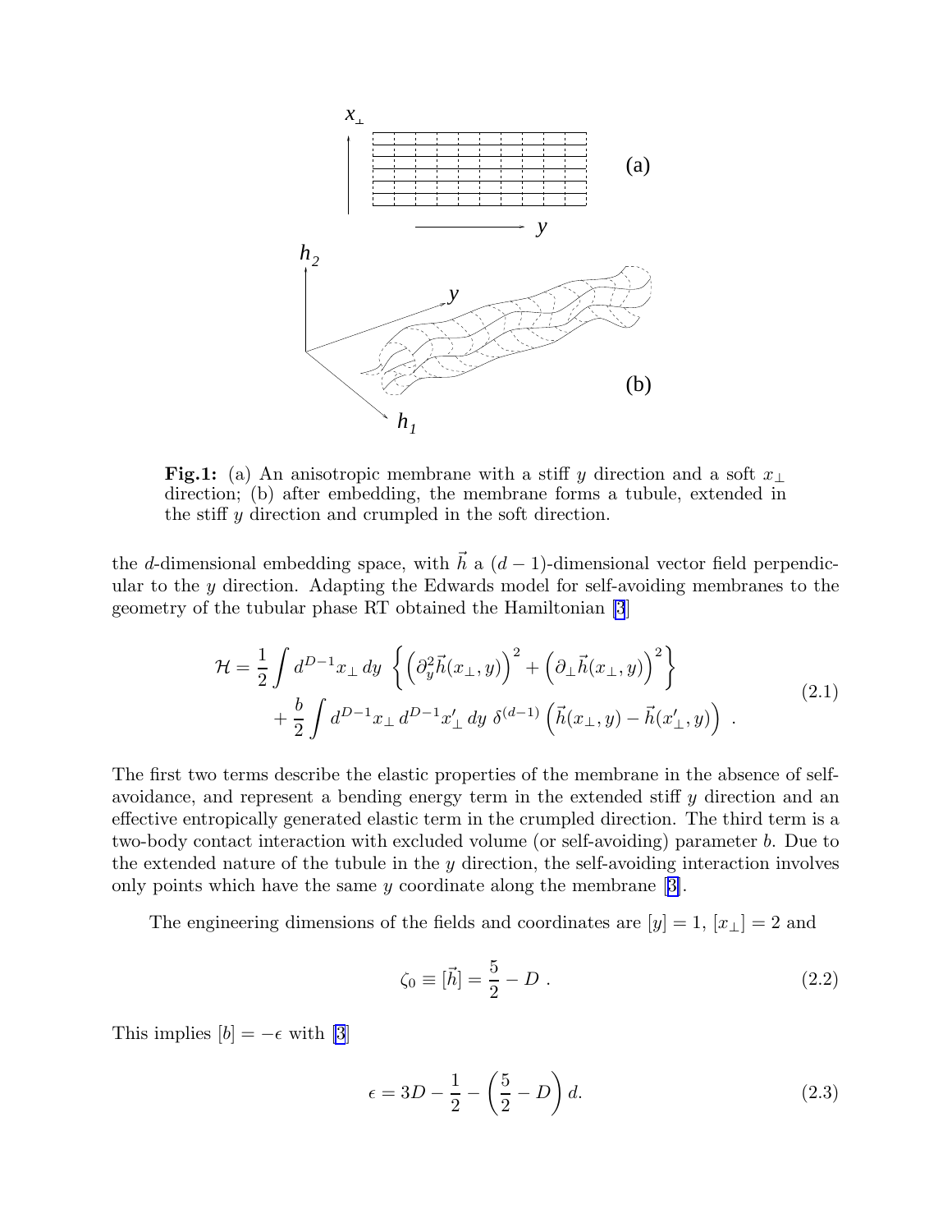Fig.1: (a) An anisotropic membrane with a stiff $y$ direction and a soft $x_\perp$ direction; (b) after embedding, the membrane forms a tubule, extended in the stiff $y$ direction and crumpled in the soft direction.

the $d$-dimensional embedding space, with $\vec{h}$ a $(d-1)$-dimensional vector field perpendicular to the $y$ direction. Adapting the Edwards model for self-avoiding membranes to the geometry of the tubular phase RT obtained the Hamiltonian [3]

$$
\begin{aligned}
\mathcal{H} = \frac{1}{2} \int d^{D-1}x_\perp \, dy \, \left\{ \left( \partial_y^2 \vec{h}(x_\perp, y) \right)^2 + \left( \partial_\perp \vec{h}(x_\perp, y) \right)^2 \right\} \\
+ \frac{b}{2} \int d^{D-1}x_\perp \, d^{D-1}x'_\perp \, dy \; \delta^{(d-1)} \left( \vec{h}(x_\perp, y) - \vec{h}(x'_\perp, y) \right) \; .
\end{aligned}
\tag{2.1}
$$

The first two terms describe the elastic properties of the membrane in the absence of self-avoidance, and represent a bending energy term in the extended stiff $y$ direction and an effective entropically generated elastic term in the crumpled direction. The third term is a two-body contact interaction with excluded volume (or self-avoiding) parameter $b$. Due to the extended nature of the tubule in the $y$ direction, the self-avoiding interaction involves only points which have the same $y$ coordinate along the membrane [3].

The engineering dimensions of the fields and coordinates are $[y] = 1$, $[x_\perp] = 2$ and

$$
\zeta_0 \equiv [\vec{h}] = \frac{5}{2} - D \; . \tag{2.2}
$$

This implies $[b] = -\epsilon$ with [3]

$$
\epsilon = 3D - \frac{1}{2} - \left( \frac{5}{2} - D \right) d. \tag{2.3}
$$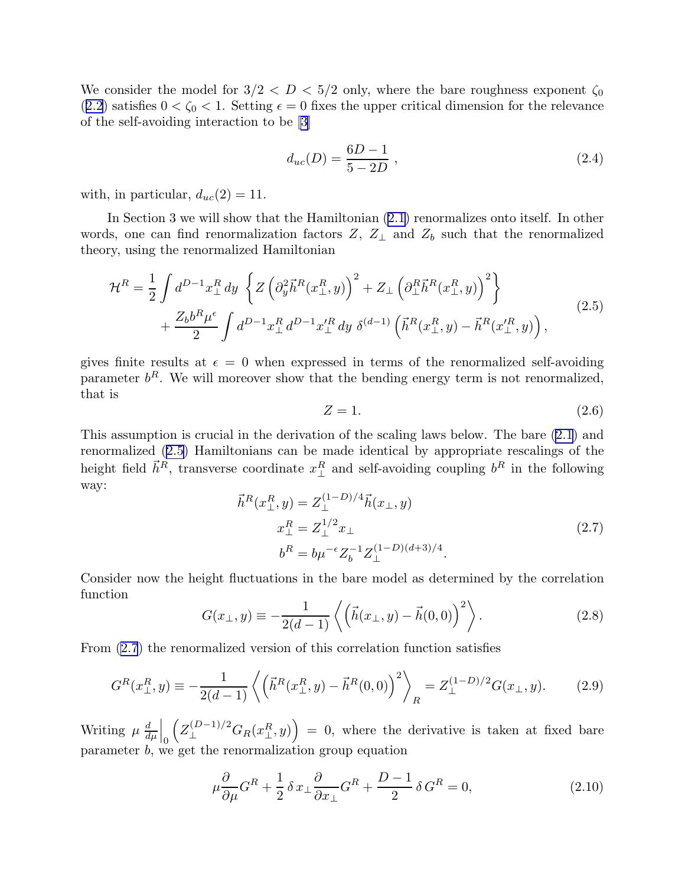We consider the model for $3/2 < D < 5/2$ only, where the bare roughness exponent $\zeta_0$ (2.2) satisfies $0 < \zeta_0 < 1$. Setting $\epsilon = 0$ fixes the upper critical dimension for the relevance of the self-avoiding interaction to be [3]

$$
d_{uc}(D) = \frac{6D-1}{5-2D} \; , \tag{2.4}
$$

with, in particular, $d_{uc}(2) = 11$.

In Section 3 we will show that the Hamiltonian (2.1) renormalizes onto itself. In other words, one can find renormalization factors $Z$, $Z_\perp$ and $Z_b$ such that the renormalized theory, using the renormalized Hamiltonian

$$
\begin{aligned}
\mathcal{H}^R = \frac{1}{2} \int d^{D-1}x_\perp^R \, dy \; &\left\{ Z \left( \partial_y^2 \vec{h}^R(x_\perp^R, y) \right)^2 + Z_\perp \left( \partial_\perp^R \vec{h}^R(x_\perp^R, y) \right)^2 \right\} \\
&+ \frac{Z_b b^R \mu^\epsilon}{2} \int d^{D-1}x_\perp^R \, d^{D-1}x_\perp'^R \, dy \; \delta^{(d-1)} \left( \vec{h}^R(x_\perp^R, y) - \vec{h}^R(x_\perp'^R, y) \right),
\end{aligned} \tag{2.5}
$$

gives finite results at $\epsilon = 0$ when expressed in terms of the renormalized self-avoiding parameter $b^R$. We will moreover show that the bending energy term is not renormalized, that is

$$
Z = 1. \tag{2.6}
$$

This assumption is crucial in the derivation of the scaling laws below. The bare (2.1) and renormalized (2.5) Hamiltonians can be made identical by appropriate rescalings of the height field $\vec{h}^R$, transverse coordinate $x_\perp^R$ and self-avoiding coupling $b^R$ in the following way:

$$
\begin{aligned}
\vec{h}^R(x_\perp^R, y) &= Z_\perp^{(1-D)/4} \vec{h}(x_\perp, y) \\
x_\perp^R &= Z_\perp^{1/2} x_\perp \\
b^R &= b \mu^{-\epsilon} Z_b^{-1} Z_\perp^{(1-D)(d+3)/4}.
\end{aligned} \tag{2.7}
$$

Consider now the height fluctuations in the bare model as determined by the correlation function

$$
G(x_\perp, y) \equiv -\frac{1}{2(d-1)} \left\langle \left( \vec{h}(x_\perp, y) - \vec{h}(0,0) \right)^2 \right\rangle. \tag{2.8}
$$

From (2.7) the renormalized version of this correlation function satisfies

$$
G^R(x_\perp^R, y) \equiv -\frac{1}{2(d-1)} \left\langle \left( \vec{h}^R(x_\perp^R, y) - \vec{h}^R(0,0) \right)^2 \right\rangle_R = Z_\perp^{(1-D)/2} G(x_\perp, y). \tag{2.9}
$$

Writing $\mu \left. \frac{d}{d\mu} \right|_0 \left( Z_\perp^{(D-1)/2} G_R(x_\perp^R, y) \right) = 0$, where the derivative is taken at fixed bare parameter $b$, we get the renormalization group equation

$$
\mu \frac{\partial}{\partial \mu} G^R + \frac{1}{2} \, \delta \, x_\perp \frac{\partial}{\partial x_\perp} G^R + \frac{D-1}{2} \, \delta \, G^R = 0, \tag{2.10}
$$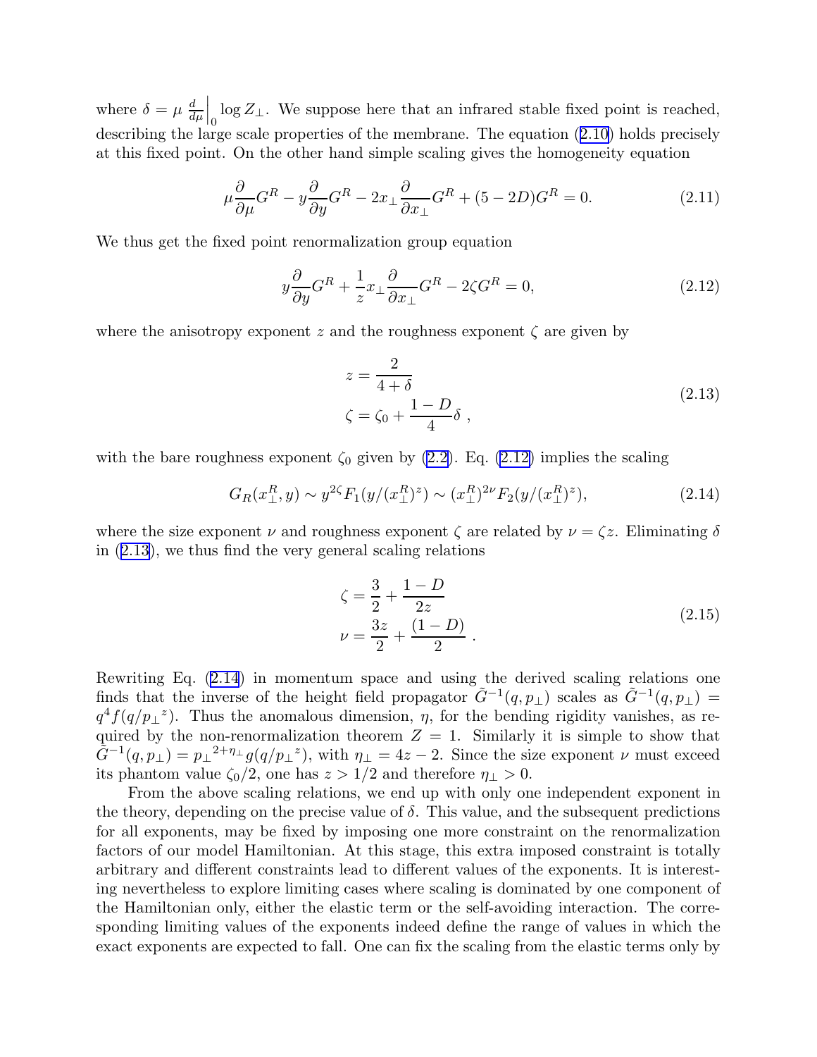where $\delta = \mu \left. \frac{d}{d\mu} \right|_0 \log Z_\perp$. We suppose here that an infrared stable fixed point is reached, describing the large scale properties of the membrane. The equation (2.10) holds precisely at this fixed point. On the other hand simple scaling gives the homogeneity equation

$$\mu \frac{\partial}{\partial \mu} G^R - y \frac{\partial}{\partial y} G^R - 2 x_\perp \frac{\partial}{\partial x_\perp} G^R + (5 - 2D) G^R = 0. \tag{2.11}$$

We thus get the fixed point renormalization group equation

$$y \frac{\partial}{\partial y} G^R + \frac{1}{z} x_\perp \frac{\partial}{\partial x_\perp} G^R - 2\zeta G^R = 0, \tag{2.12}$$

where the anisotropy exponent $z$ and the roughness exponent $\zeta$ are given by

$$\begin{aligned} z &= \frac{2}{4+\delta} \\ \zeta &= \zeta_0 + \frac{1-D}{4}\delta \ , \end{aligned} \tag{2.13}$$

with the bare roughness exponent $\zeta_0$ given by (2.2). Eq. (2.12) implies the scaling

$$G_R(x_\perp^R, y) \sim y^{2\zeta} F_1(y/(x_\perp^R)^z) \sim (x_\perp^R)^{2\nu} F_2(y/(x_\perp^R)^z), \tag{2.14}$$

where the size exponent $\nu$ and roughness exponent $\zeta$ are related by $\nu = \zeta z$. Eliminating $\delta$ in (2.13), we thus find the very general scaling relations

$$\begin{aligned} \zeta &= \frac{3}{2} + \frac{1-D}{2z} \\ \nu &= \frac{3z}{2} + \frac{(1-D)}{2} \ . \end{aligned} \tag{2.15}$$

Rewriting Eq. (2.14) in momentum space and using the derived scaling relations one finds that the inverse of the height field propagator $\tilde{G}^{-1}(q, p_\perp)$ scales as $\tilde{G}^{-1}(q, p_\perp) = q^4 f(q/{p_\perp}^z)$. Thus the anomalous dimension, $\eta$, for the bending rigidity vanishes, as required by the non-renormalization theorem $Z = 1$. Similarly it is simple to show that $\tilde{G}^{-1}(q, p_\perp) = {p_\perp}^{2+\eta_\perp} g(q/{p_\perp}^z)$, with $\eta_\perp = 4z - 2$. Since the size exponent $\nu$ must exceed its phantom value $\zeta_0/2$, one has $z > 1/2$ and therefore $\eta_\perp > 0$.

From the above scaling relations, we end up with only one independent exponent in the theory, depending on the precise value of $\delta$. This value, and the subsequent predictions for all exponents, may be fixed by imposing one more constraint on the renormalization factors of our model Hamiltonian. At this stage, this extra imposed constraint is totally arbitrary and different constraints lead to different values of the exponents. It is interesting nevertheless to explore limiting cases where scaling is dominated by one component of the Hamiltonian only, either the elastic term or the self-avoiding interaction. The corresponding limiting values of the exponents indeed define the range of values in which the exact exponents are expected to fall. One can fix the scaling from the elastic terms only by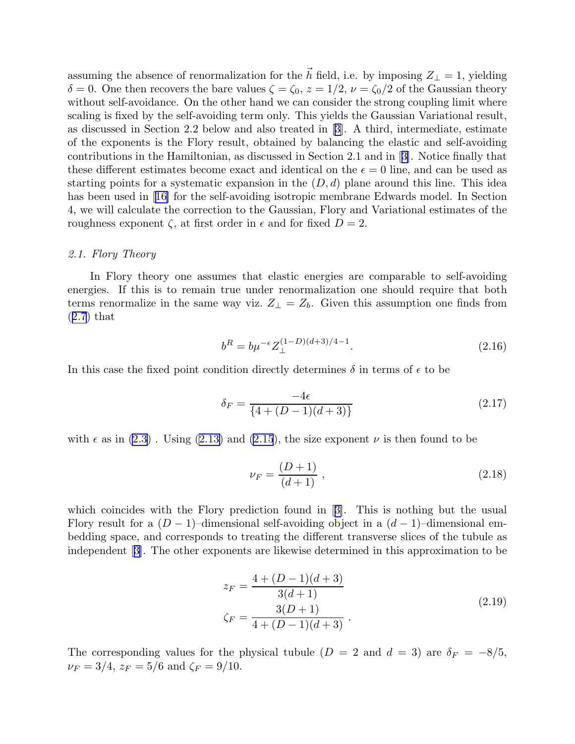assuming the absence of renormalization for the $\vec{h}$ field, i.e. by imposing $Z_\perp = 1$, yielding $\delta = 0$. One then recovers the bare values $\zeta = \zeta_0$, $z = 1/2$, $\nu = \zeta_0/2$ of the Gaussian theory without self-avoidance. On the other hand we can consider the strong coupling limit where scaling is fixed by the self-avoiding term only. This yields the Gaussian Variational result, as discussed in Section 2.2 below and also treated in [3]. A third, intermediate, estimate of the exponents is the Flory result, obtained by balancing the elastic and self-avoiding contributions in the Hamiltonian, as discussed in Section 2.1 and in [3]. Notice finally that these different estimates become exact and identical on the $\epsilon = 0$ line, and can be used as starting points for a systematic expansion in the $(D, d)$ plane around this line. This idea has been used in [16] for the self-avoiding isotropic membrane Edwards model. In Section 4, we will calculate the correction to the Gaussian, Flory and Variational estimates of the roughness exponent $\zeta$, at first order in $\epsilon$ and for fixed $D = 2$.

### *2.1. Flory Theory*

In Flory theory one assumes that elastic energies are comparable to self-avoiding energies. If this is to remain true under renormalization one should require that both terms renormalize in the same way viz. $Z_\perp = Z_b$. Given this assumption one finds from (2.7) that

$$b^R = b\mu^{-\epsilon} Z_\perp^{(1-D)(d+3)/4-1}. \tag{2.16}$$

In this case the fixed point condition directly determines $\delta$ in terms of $\epsilon$ to be

$$\delta_F = \frac{-4\epsilon}{\{4 + (D-1)(d+3)\}} \tag{2.17}$$

with $\epsilon$ as in (2.3) . Using (2.13) and (2.15), the size exponent $\nu$ is then found to be

$$\nu_F = \frac{(D+1)}{(d+1)} \ , \tag{2.18}$$

which coincides with the Flory prediction found in [3]. This is nothing but the usual Flory result for a $(D-1)$–dimensional self-avoiding object in a $(d-1)$–dimensional embedding space, and corresponds to treating the different transverse slices of the tubule as independent [3]. The other exponents are likewise determined in this approximation to be

$$\begin{aligned} z_F &= \frac{4 + (D-1)(d+3)}{3(d+1)} \\ \zeta_F &= \frac{3(D+1)}{4 + (D-1)(d+3)} \ . \end{aligned} \tag{2.19}$$

The corresponding values for the physical tubule ($D = 2$ and $d = 3$) are $\delta_F = -8/5$, $\nu_F = 3/4$, $z_F = 5/6$ and $\zeta_F = 9/10$.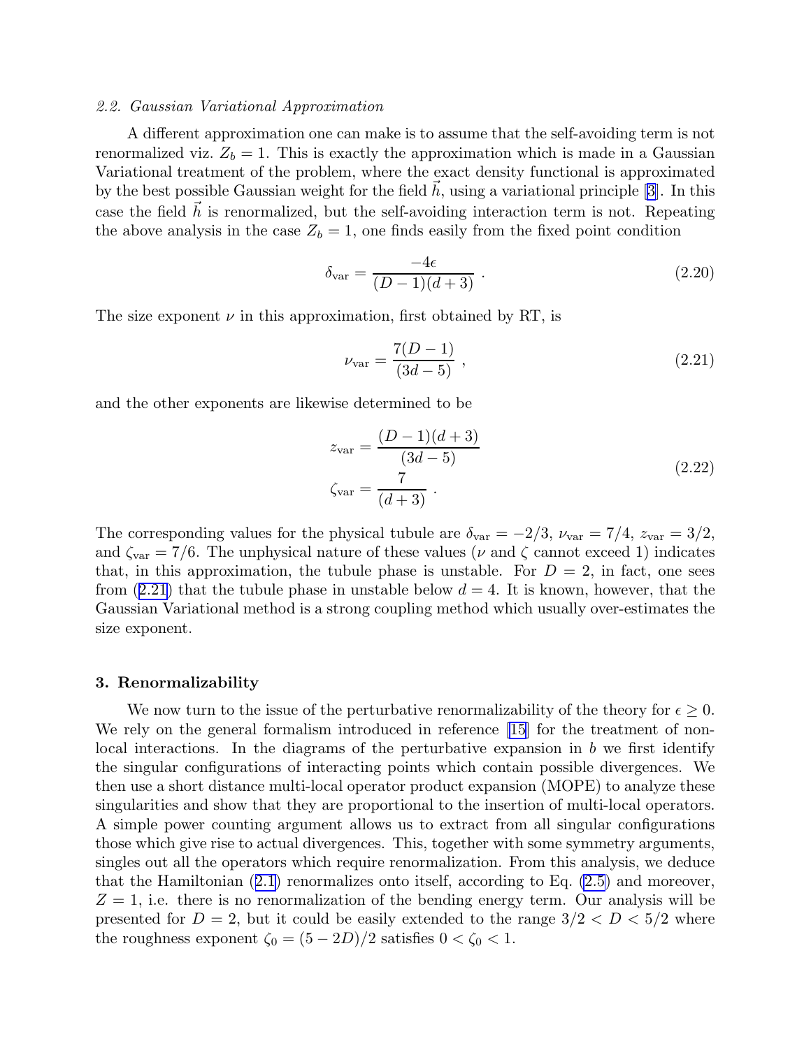### 2.2. Gaussian Variational Approximation

A different approximation one can make is to assume that the self-avoiding term is not renormalized viz. $Z_b = 1$. This is exactly the approximation which is made in a Gaussian Variational treatment of the problem, where the exact density functional is approximated by the best possible Gaussian weight for the field $\vec{h}$, using a variational principle [3]. In this case the field $\vec{h}$ is renormalized, but the self-avoiding interaction term is not. Repeating the above analysis in the case $Z_b = 1$, one finds easily from the fixed point condition

$$\delta_{\rm var} = \frac{-4\epsilon}{(D-1)(d+3)} \; . \tag{2.20}$$

The size exponent $\nu$ in this approximation, first obtained by RT, is

$$\nu_{\rm var} = \frac{7(D-1)}{(3d-5)} \; , \tag{2.21}$$

and the other exponents are likewise determined to be

$$\begin{aligned} z_{\rm var} &= \frac{(D-1)(d+3)}{(3d-5)} \\ \zeta_{\rm var} &= \frac{7}{(d+3)} \; . \end{aligned} \tag{2.22}$$

The corresponding values for the physical tubule are $\delta_{\rm var} = -2/3$, $\nu_{\rm var} = 7/4$, $z_{\rm var} = 3/2$, and $\zeta_{\rm var} = 7/6$. The unphysical nature of these values ($\nu$ and $\zeta$ cannot exceed 1) indicates that, in this approximation, the tubule phase is unstable. For $D = 2$, in fact, one sees from (2.21) that the tubule phase in unstable below $d = 4$. It is known, however, that the Gaussian Variational method is a strong coupling method which usually over-estimates the size exponent.

## 3. Renormalizability

We now turn to the issue of the perturbative renormalizability of the theory for $\epsilon \geq 0$. We rely on the general formalism introduced in reference [15] for the treatment of non-local interactions. In the diagrams of the perturbative expansion in $b$ we first identify the singular configurations of interacting points which contain possible divergences. We then use a short distance multi-local operator product expansion (MOPE) to analyze these singularities and show that they are proportional to the insertion of multi-local operators. A simple power counting argument allows us to extract from all singular configurations those which give rise to actual divergences. This, together with some symmetry arguments, singles out all the operators which require renormalization. From this analysis, we deduce that the Hamiltonian (2.1) renormalizes onto itself, according to Eq. (2.5) and moreover, $Z = 1$, i.e. there is no renormalization of the bending energy term. Our analysis will be presented for $D = 2$, but it could be easily extended to the range $3/2 < D < 5/2$ where the roughness exponent $\zeta_0 = (5-2D)/2$ satisfies $0 < \zeta_0 < 1$.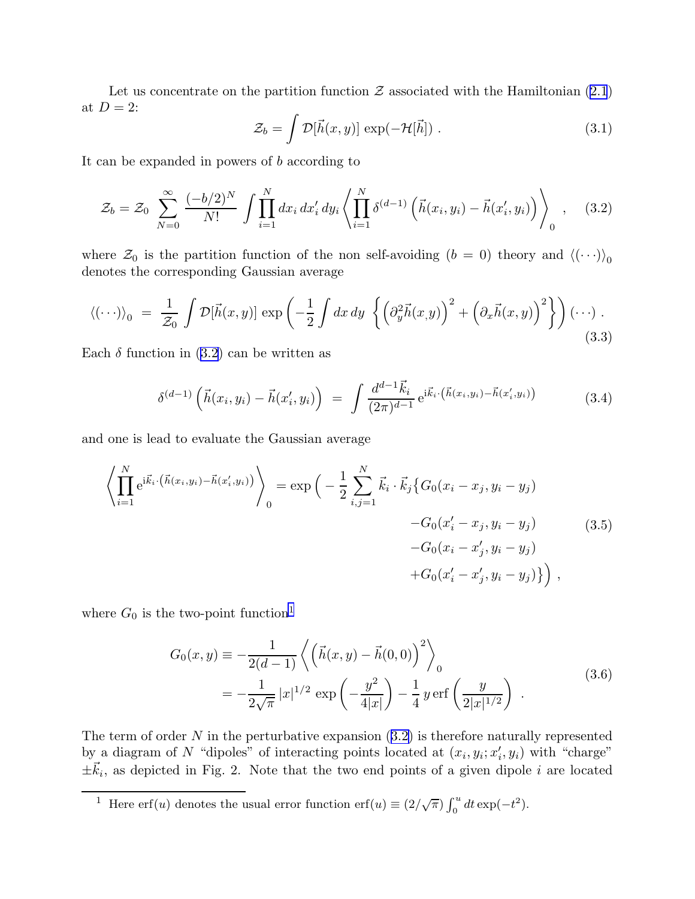Let us concentrate on the partition function $\mathcal{Z}$ associated with the Hamiltonian (2.1) at $D=2$:

$$\mathcal{Z}_b = \int \mathcal{D}[\vec{h}(x,y)] \, \exp(-\mathcal{H}[\vec{h}]) \; . \tag{3.1}$$

It can be expanded in powers of $b$ according to

$$\mathcal{Z}_b = \mathcal{Z}_0 \, \sum_{N=0}^{\infty} \frac{(-b/2)^N}{N!} \int \prod_{i=1}^{N} dx_i \, dx'_i \, dy_i \left\langle \prod_{i=1}^{N} \delta^{(d-1)} \left( \vec{h}(x_i,y_i) - \vec{h}(x'_i,y_i) \right) \right\rangle_0 \, , \tag{3.2}$$

where $\mathcal{Z}_0$ is the partition function of the non self-avoiding ($b=0$) theory and $\langle(\cdots)\rangle_0$ denotes the corresponding Gaussian average

$$\langle(\cdots)\rangle_0 \;=\; \frac{1}{\mathcal{Z}_0} \int \mathcal{D}[\vec{h}(x,y)] \, \exp\left( -\frac{1}{2} \int dx \, dy \, \left\{ \left( \partial_y^2 \vec{h}(x,y) \right)^2 + \left( \partial_x \vec{h}(x,y) \right)^2 \right\} \right) (\cdots) \; . \tag{3.3}$$

Each $\delta$ function in (3.2) can be written as

$$\delta^{(d-1)} \left( \vec{h}(x_i,y_i) - \vec{h}(x'_i,y_i) \right) \;=\; \int \frac{d^{d-1}\vec{k}_i}{(2\pi)^{d-1}} \, \mathrm{e}^{\mathrm{i}\vec{k}_i \cdot \left( \vec{h}(x_i,y_i) - \vec{h}(x'_i,y_i) \right)} \tag{3.4}$$

and one is lead to evaluate the Gaussian average

$$\begin{aligned}
\left\langle \prod_{i=1}^{N} \mathrm{e}^{\mathrm{i}\vec{k}_i \cdot \left( \vec{h}(x_i,y_i) - \vec{h}(x'_i,y_i) \right)} \right\rangle_0 = \exp\Big( -\frac{1}{2} \sum_{i,j=1}^{N} \vec{k}_i \cdot \vec{k}_j \big\{ & G_0(x_i - x_j, y_i - y_j) \\
& - G_0(x'_i - x_j, y_i - y_j) \\
& - G_0(x_i - x'_j, y_i - y_j) \\
& + G_0(x'_i - x'_j, y_i - y_j) \big\} \Big) \, ,
\end{aligned} \tag{3.5}$$

where $G_0$ is the two-point function[1]

$$\begin{aligned}
G_0(x,y) &\equiv -\frac{1}{2(d-1)} \left\langle \left( \vec{h}(x,y) - \vec{h}(0,0) \right)^2 \right\rangle_0 \\
&= -\frac{1}{2\sqrt{\pi}} \, |x|^{1/2} \, \exp\left( -\frac{y^2}{4|x|} \right) - \frac{1}{4} \, y \, \mathrm{erf}\left( \frac{y}{2|x|^{1/2}} \right) \; .
\end{aligned} \tag{3.6}$$

The term of order $N$ in the perturbative expansion (3.2) is therefore naturally represented by a diagram of $N$ "dipoles" of interacting points located at $(x_i, y_i; x'_i, y_i)$ with "charge" $\pm\vec{k}_i$, as depicted in Fig. 2. Note that the two end points of a given dipole $i$ are located

[1] Here $\mathrm{erf}(u)$ denotes the usual error function $\mathrm{erf}(u) \equiv (2/\sqrt{\pi}) \int_0^u dt \exp(-t^2)$.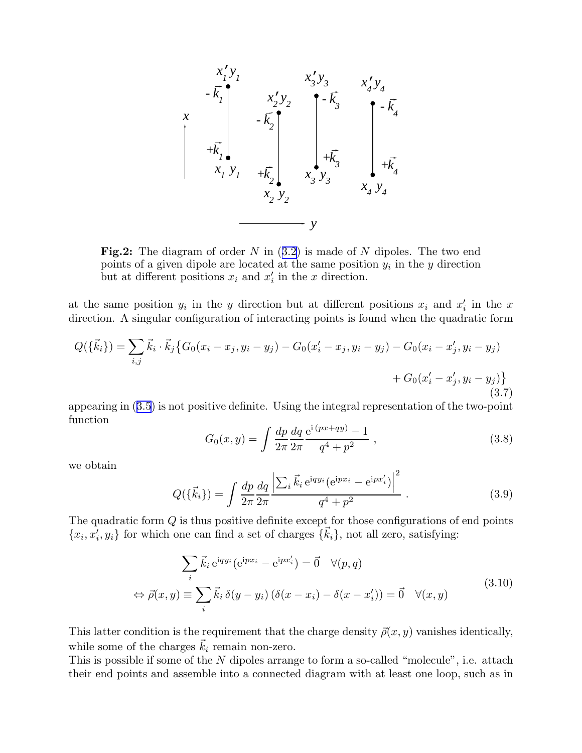x

y

$x'_1 y_1$ $- \vec{k}_1$ $+\vec{k}_1$ $x_1\ y_1$

$x'_2 y_2$ $- \vec{k}_2$ $+\vec{k}_2$ $x_2\ y_2$

$x'_3 y_3$ $- \vec{k}_3$ $+\vec{k}_3$ $x_3\ y_3$

$x'_4 y_4$ $- \vec{k}_4$ $+\vec{k}_4$ $x_4\ y_4$

**Fig.2:** The diagram of order $N$ in (3.2) is made of $N$ dipoles. The two end points of a given dipole are located at the same position $y_i$ in the $y$ direction but at different positions $x_i$ and $x'_i$ in the $x$ direction.

at the same position $y_i$ in the $y$ direction but at different positions $x_i$ and $x'_i$ in the $x$ direction. A singular configuration of interacting points is found when the quadratic form

$$
\begin{aligned}
Q(\{\vec{k}_i\}) = \sum_{i,j} \vec{k}_i \cdot \vec{k}_j \big\{ G_0(x_i - x_j, y_i - y_j) - G_0(x'_i - x_j, y_i - y_j) - G_0(x_i - x'_j, y_i - y_j) \\
+ G_0(x'_i - x'_j, y_i - y_j) \big\}
\end{aligned}
\tag{3.7}
$$

appearing in (3.5) is not positive definite. Using the integral representation of the two-point function

$$
G_0(x,y) = \int \frac{dp}{2\pi} \frac{dq}{2\pi} \frac{\mathrm{e}^{\mathrm{i}\,(px+qy)} - 1}{q^4 + p^2} \ , \tag{3.8}
$$

we obtain

$$
Q(\{\vec{k}_i\}) = \int \frac{dp}{2\pi} \frac{dq}{2\pi} \frac{\left| \sum_i \vec{k}_i \, \mathrm{e}^{\mathrm{i}qy_i} (\mathrm{e}^{\mathrm{i}px_i} - \mathrm{e}^{\mathrm{i}px'_i}) \right|^2}{q^4 + p^2} \ . \tag{3.9}
$$

The quadratic form $Q$ is thus positive definite except for those configurations of end points $\{x_i, x'_i, y_i\}$ for which one can find a set of charges $\{\vec{k}_i\}$, not all zero, satisfying:

$$
\begin{aligned}
&\sum_i \vec{k}_i \, \mathrm{e}^{\mathrm{i}qy_i} (\mathrm{e}^{\mathrm{i}px_i} - \mathrm{e}^{\mathrm{i}px'_i}) = \vec{0} \quad \forall (p,q) \\
\Leftrightarrow \ &\vec{\rho}(x,y) \equiv \sum_i \vec{k}_i \, \delta(y - y_i) \left( \delta(x - x_i) - \delta(x - x'_i) \right) = \vec{0} \quad \forall (x,y)
\end{aligned}
\tag{3.10}
$$

This latter condition is the requirement that the charge density $\vec{\rho}(x,y)$ vanishes identically, while some of the charges $\vec{k}_i$ remain non-zero.

This is possible if some of the $N$ dipoles arrange to form a so-called "molecule", i.e. attach their end points and assemble into a connected diagram with at least one loop, such as in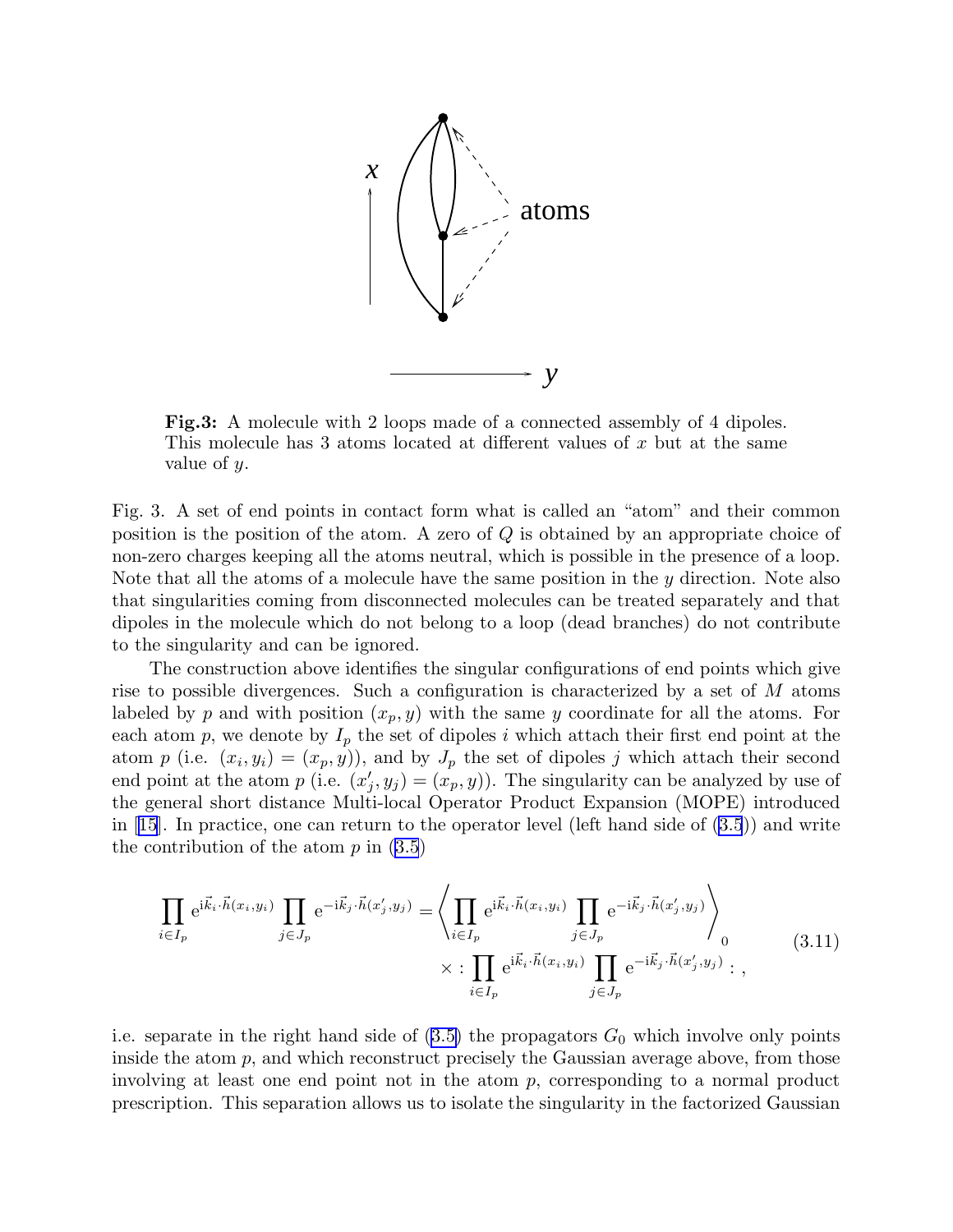x

atoms

y

**Fig.3:** A molecule with 2 loops made of a connected assembly of 4 dipoles. This molecule has 3 atoms located at different values of $x$ but at the same value of $y$.

Fig. 3. A set of end points in contact form what is called an "atom" and their common position is the position of the atom. A zero of $Q$ is obtained by an appropriate choice of non-zero charges keeping all the atoms neutral, which is possible in the presence of a loop. Note that all the atoms of a molecule have the same position in the $y$ direction. Note also that singularities coming from disconnected molecules can be treated separately and that dipoles in the molecule which do not belong to a loop (dead branches) do not contribute to the singularity and can be ignored.

The construction above identifies the singular configurations of end points which give rise to possible divergences. Such a configuration is characterized by a set of $M$ atoms labeled by $p$ and with position $(x_p, y)$ with the same $y$ coordinate for all the atoms. For each atom $p$, we denote by $I_p$ the set of dipoles $i$ which attach their first end point at the atom $p$ (i.e. $(x_i, y_i) = (x_p, y)$), and by $J_p$ the set of dipoles $j$ which attach their second end point at the atom $p$ (i.e. $(x'_j, y_j) = (x_p, y)$). The singularity can be analyzed by use of the general short distance Multi-local Operator Product Expansion (MOPE) introduced in [15]. In practice, one can return to the operator level (left hand side of (3.5)) and write the contribution of the atom $p$ in (3.5)

$$
\begin{aligned}
\prod_{i\in I_p} \mathrm{e}^{\mathrm{i}\vec{k}_i\cdot\vec{h}(x_i,y_i)} \prod_{j\in J_p} \mathrm{e}^{-\mathrm{i}\vec{k}_j\cdot\vec{h}(x'_j,y_j)} = & \left\langle \prod_{i\in I_p} \mathrm{e}^{\mathrm{i}\vec{k}_i\cdot\vec{h}(x_i,y_i)} \prod_{j\in J_p} \mathrm{e}^{-\mathrm{i}\vec{k}_j\cdot\vec{h}(x'_j,y_j)} \right\rangle_0 \\
& \times :\prod_{i\in I_p} \mathrm{e}^{\mathrm{i}\vec{k}_i\cdot\vec{h}(x_i,y_i)} \prod_{j\in J_p} \mathrm{e}^{-\mathrm{i}\vec{k}_j\cdot\vec{h}(x'_j,y_j)}: ,
\end{aligned}
\tag{3.11}
$$

i.e. separate in the right hand side of (3.5) the propagators $G_0$ which involve only points inside the atom $p$, and which reconstruct precisely the Gaussian average above, from those involving at least one end point not in the atom $p$, corresponding to a normal product prescription. This separation allows us to isolate the singularity in the factorized Gaussian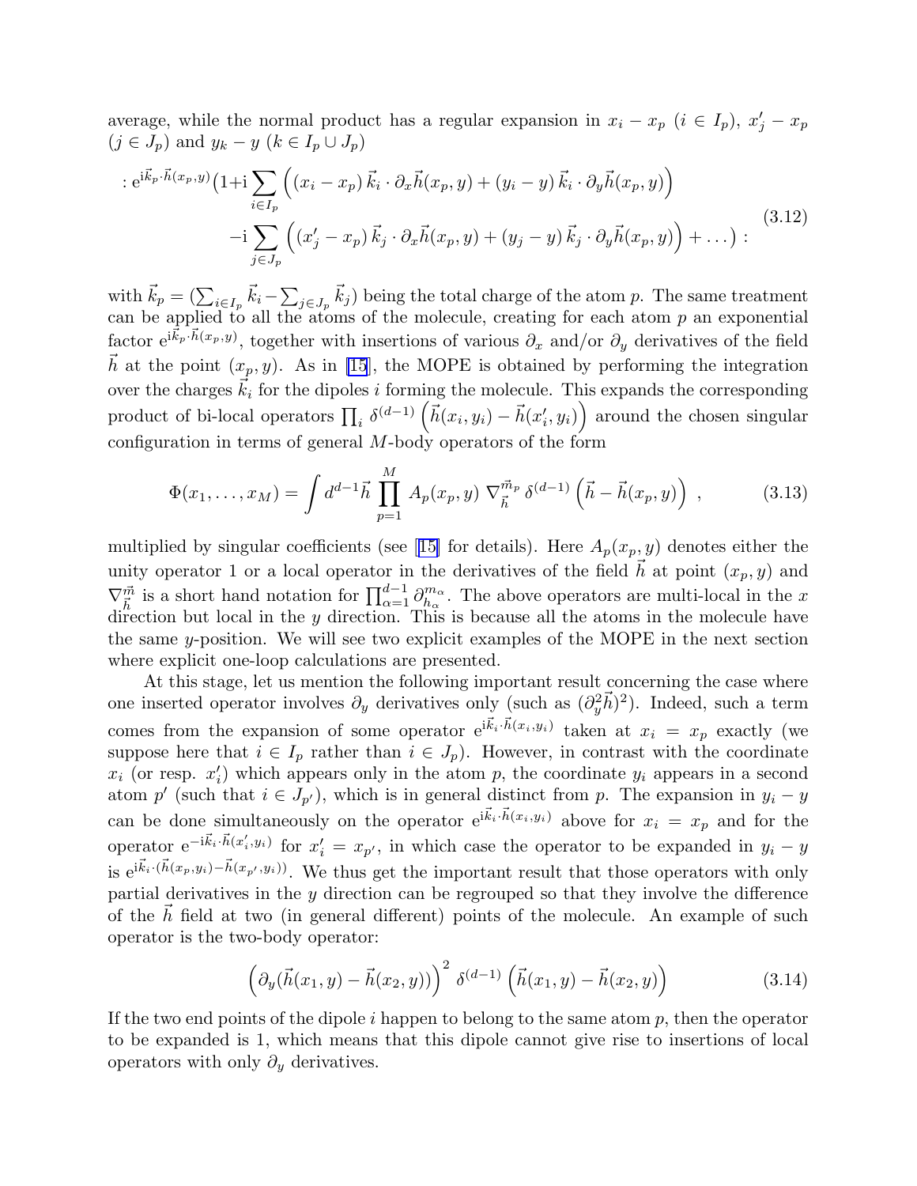average, while the normal product has a regular expansion in $x_i - x_p$ ($i \in I_p$), $x'_j - x_p$ ($j \in J_p$) and $y_k - y$ ($k \in I_p \cup J_p$)

$$
\begin{aligned}
: \mathrm{e}^{\mathrm{i}\vec{k}_p \cdot \vec{h}(x_p,y)} \big(1 + \mathrm{i} \sum_{i \in I_p} &\Big( (x_i - x_p)\, \vec{k}_i \cdot \partial_x \vec{h}(x_p, y) + (y_i - y)\, \vec{k}_i \cdot \partial_y \vec{h}(x_p, y) \Big) \\
- \mathrm{i} \sum_{j \in J_p} &\Big( (x'_j - x_p)\, \vec{k}_j \cdot \partial_x \vec{h}(x_p, y) + (y_j - y)\, \vec{k}_j \cdot \partial_y \vec{h}(x_p, y) \Big) + \ldots \big) :
\end{aligned}
\tag{3.12}
$$

with $\vec{k}_p = (\sum_{i \in I_p} \vec{k}_i - \sum_{j \in J_p} \vec{k}_j)$ being the total charge of the atom $p$. The same treatment can be applied to all the atoms of the molecule, creating for each atom $p$ an exponential factor $\mathrm{e}^{\mathrm{i}\vec{k}_p \cdot \vec{h}(x_p,y)}$, together with insertions of various $\partial_x$ and/or $\partial_y$ derivatives of the field $\vec{h}$ at the point $(x_p, y)$. As in [15], the MOPE is obtained by performing the integration over the charges $\vec{k}_i$ for the dipoles $i$ forming the molecule. This expands the corresponding product of bi-local operators $\prod_i \delta^{(d-1)}\left(\vec{h}(x_i, y_i) - \vec{h}(x'_i, y_i)\right)$ around the chosen singular configuration in terms of general $M$-body operators of the form

$$
\Phi(x_1, \ldots, x_M) = \int d^{d-1}\vec{h} \prod_{p=1}^{M} A_p(x_p, y)\ \nabla_{\vec{h}}^{\vec{m}_p}\, \delta^{(d-1)}\left(\vec{h} - \vec{h}(x_p, y)\right)\ , \tag{3.13}
$$

multiplied by singular coefficients (see [15] for details). Here $A_p(x_p, y)$ denotes either the unity operator 1 or a local operator in the derivatives of the field $\vec{h}$ at point $(x_p, y)$ and $\nabla_{\vec{h}}^{\vec{m}}$ is a short hand notation for $\prod_{\alpha=1}^{d-1} \partial_{h_\alpha}^{m_\alpha}$. The above operators are multi-local in the $x$ direction but local in the $y$ direction. This is because all the atoms in the molecule have the same $y$-position. We will see two explicit examples of the MOPE in the next section where explicit one-loop calculations are presented.

At this stage, let us mention the following important result concerning the case where one inserted operator involves $\partial_y$ derivatives only (such as $(\partial_y^2 \vec{h})^2$). Indeed, such a term comes from the expansion of some operator $\mathrm{e}^{\mathrm{i}\vec{k}_i \cdot \vec{h}(x_i, y_i)}$ taken at $x_i = x_p$ exactly (we suppose here that $i \in I_p$ rather than $i \in J_p$). However, in contrast with the coordinate $x_i$ (or resp. $x'_i$) which appears only in the atom $p$, the coordinate $y_i$ appears in a second atom $p'$ (such that $i \in J_{p'}$), which is in general distinct from $p$. The expansion in $y_i - y$ can be done simultaneously on the operator $\mathrm{e}^{\mathrm{i}\vec{k}_i \cdot \vec{h}(x_i, y_i)}$ above for $x_i = x_p$ and for the operator $\mathrm{e}^{-\mathrm{i}\vec{k}_i \cdot \vec{h}(x'_i, y_i)}$ for $x'_i = x_{p'}$, in which case the operator to be expanded in $y_i - y$ is $\mathrm{e}^{\mathrm{i}\vec{k}_i \cdot (\vec{h}(x_p, y_i) - \vec{h}(x_{p'}, y_i))}$. We thus get the important result that those operators with only partial derivatives in the $y$ direction can be regrouped so that they involve the difference of the $\vec{h}$ field at two (in general different) points of the molecule. An example of such operator is the two-body operator:

$$
\left(\partial_y (\vec{h}(x_1, y) - \vec{h}(x_2, y))\right)^2\ \delta^{(d-1)}\left(\vec{h}(x_1, y) - \vec{h}(x_2, y)\right) \tag{3.14}
$$

If the two end points of the dipole $i$ happen to belong to the same atom $p$, then the operator to be expanded is 1, which means that this dipole cannot give rise to insertions of local operators with only $\partial_y$ derivatives.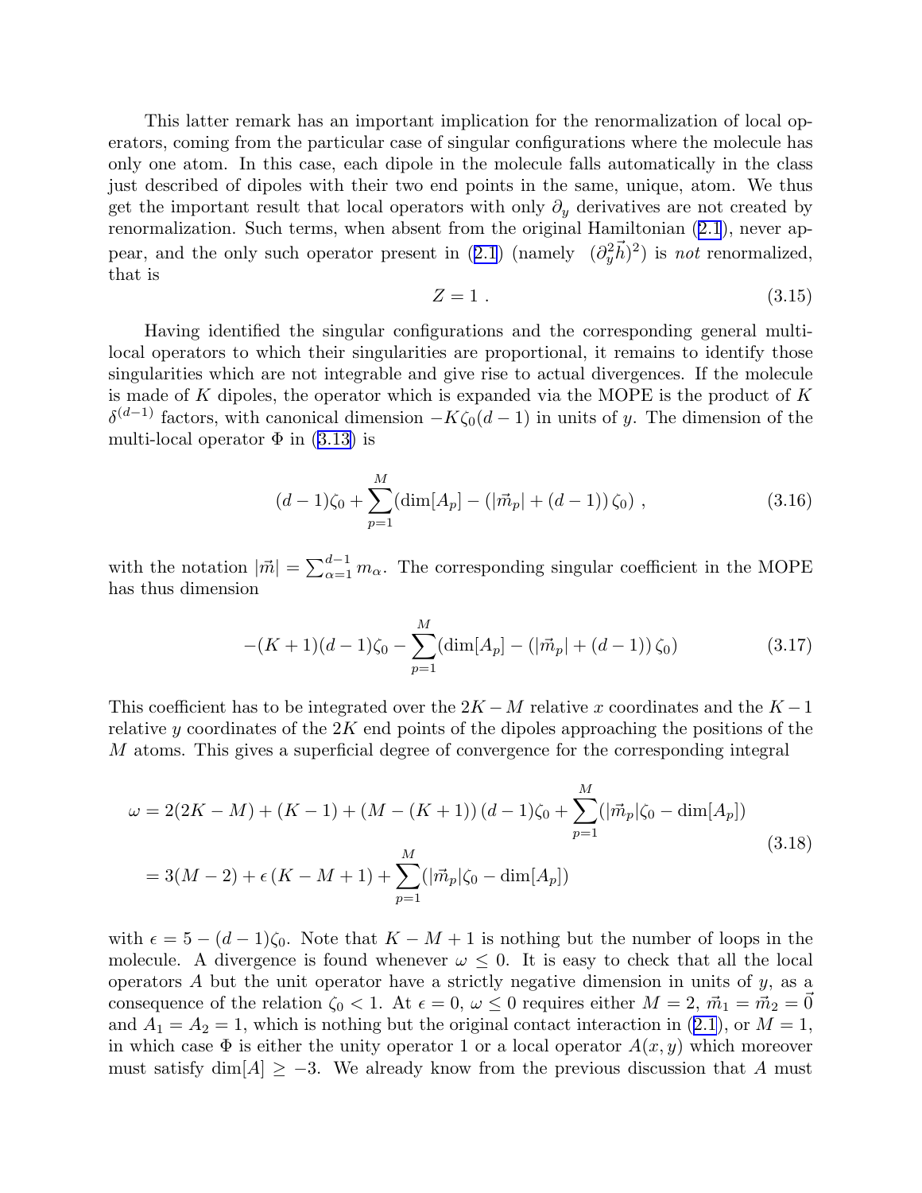This latter remark has an important implication for the renormalization of local operators, coming from the particular case of singular configurations where the molecule has only one atom. In this case, each dipole in the molecule falls automatically in the class just described of dipoles with their two end points in the same, unique, atom. We thus get the important result that local operators with only $\partial_y$ derivatives are not created by renormalization. Such terms, when absent from the original Hamiltonian (2.1), never appear, and the only such operator present in (2.1) (namely $(\partial_y^2 \vec{h})^2$) is *not* renormalized, that is

$$Z = 1 \ . \tag{3.15}$$

Having identified the singular configurations and the corresponding general multi-local operators to which their singularities are proportional, it remains to identify those singularities which are not integrable and give rise to actual divergences. If the molecule is made of $K$ dipoles, the operator which is expanded via the MOPE is the product of $K$ $\delta^{(d-1)}$ factors, with canonical dimension $-K\zeta_0(d-1)$ in units of $y$. The dimension of the multi-local operator $\Phi$ in (3.13) is

$$(d-1)\zeta_0 + \sum_{p=1}^{M} (\dim[A_p] - (|\vec{m}_p| + (d-1))\,\zeta_0) \ , \tag{3.16}$$

with the notation $|\vec{m}| = \sum_{\alpha=1}^{d-1} m_\alpha$. The corresponding singular coefficient in the MOPE has thus dimension

$$-(K+1)(d-1)\zeta_0 - \sum_{p=1}^{M} (\dim[A_p] - (|\vec{m}_p| + (d-1))\,\zeta_0) \tag{3.17}$$

This coefficient has to be integrated over the $2K - M$ relative $x$ coordinates and the $K-1$ relative $y$ coordinates of the $2K$ end points of the dipoles approaching the positions of the $M$ atoms. This gives a superficial degree of convergence for the corresponding integral

$$\begin{aligned}
\omega &= 2(2K-M) + (K-1) + (M-(K+1))\,(d-1)\zeta_0 + \sum_{p=1}^{M} (|\vec{m}_p|\zeta_0 - \dim[A_p]) \\
&= 3(M-2) + \epsilon\,(K-M+1) + \sum_{p=1}^{M} (|\vec{m}_p|\zeta_0 - \dim[A_p])
\end{aligned} \tag{3.18}$$

with $\epsilon = 5 - (d-1)\zeta_0$. Note that $K - M + 1$ is nothing but the number of loops in the molecule. A divergence is found whenever $\omega \le 0$. It is easy to check that all the local operators $A$ but the unit operator have a strictly negative dimension in units of $y$, as a consequence of the relation $\zeta_0 < 1$. At $\epsilon = 0$, $\omega \le 0$ requires either $M = 2$, $\vec{m}_1 = \vec{m}_2 = \vec{0}$ and $A_1 = A_2 = 1$, which is nothing but the original contact interaction in (2.1), or $M = 1$, in which case $\Phi$ is either the unity operator 1 or a local operator $A(x, y)$ which moreover must satisfy $\dim[A] \ge -3$. We already know from the previous discussion that $A$ must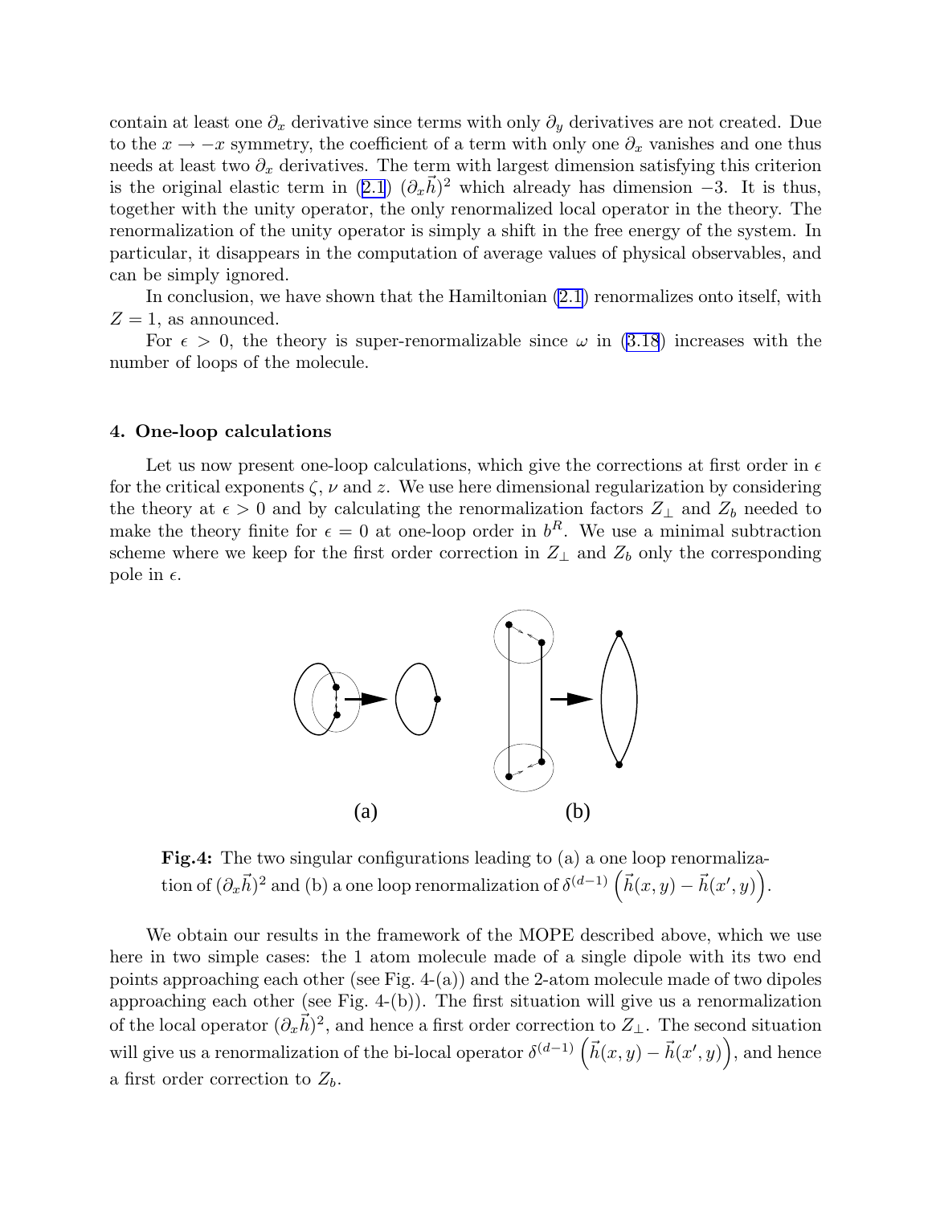contain at least one $\partial_x$ derivative since terms with only $\partial_y$ derivatives are not created. Due to the $x \to -x$ symmetry, the coefficient of a term with only one $\partial_x$ vanishes and one thus needs at least two $\partial_x$ derivatives. The term with largest dimension satisfying this criterion is the original elastic term in (2.1) $(\partial_x \vec{h})^2$ which already has dimension $-3$. It is thus, together with the unity operator, the only renormalized local operator in the theory. The renormalization of the unity operator is simply a shift in the free energy of the system. In particular, it disappears in the computation of average values of physical observables, and can be simply ignored.

In conclusion, we have shown that the Hamiltonian (2.1) renormalizes onto itself, with $Z = 1$, as announced.

For $\epsilon > 0$, the theory is super-renormalizable since $\omega$ in (3.18) increases with the number of loops of the molecule.

## 4. One-loop calculations

Let us now present one-loop calculations, which give the corrections at first order in $\epsilon$ for the critical exponents $\zeta$, $\nu$ and $z$. We use here dimensional regularization by considering the theory at $\epsilon > 0$ and by calculating the renormalization factors $Z_\perp$ and $Z_b$ needed to make the theory finite for $\epsilon = 0$ at one-loop order in $b^R$. We use a minimal subtraction scheme where we keep for the first order correction in $Z_\perp$ and $Z_b$ only the corresponding pole in $\epsilon$.

(a)

(b)

**Fig.4:** The two singular configurations leading to (a) a one loop renormalization of $(\partial_x \vec{h})^2$ and (b) a one loop renormalization of $\delta^{(d-1)}\left(\vec{h}(x, y) - \vec{h}(x', y)\right)$.

We obtain our results in the framework of the MOPE described above, which we use here in two simple cases: the 1 atom molecule made of a single dipole with its two end points approaching each other (see Fig. 4-(a)) and the 2-atom molecule made of two dipoles approaching each other (see Fig. 4-(b)). The first situation will give us a renormalization of the local operator $(\partial_x \vec{h})^2$, and hence a first order correction to $Z_\perp$. The second situation will give us a renormalization of the bi-local operator $\delta^{(d-1)}\left(\vec{h}(x, y) - \vec{h}(x', y)\right)$, and hence a first order correction to $Z_b$.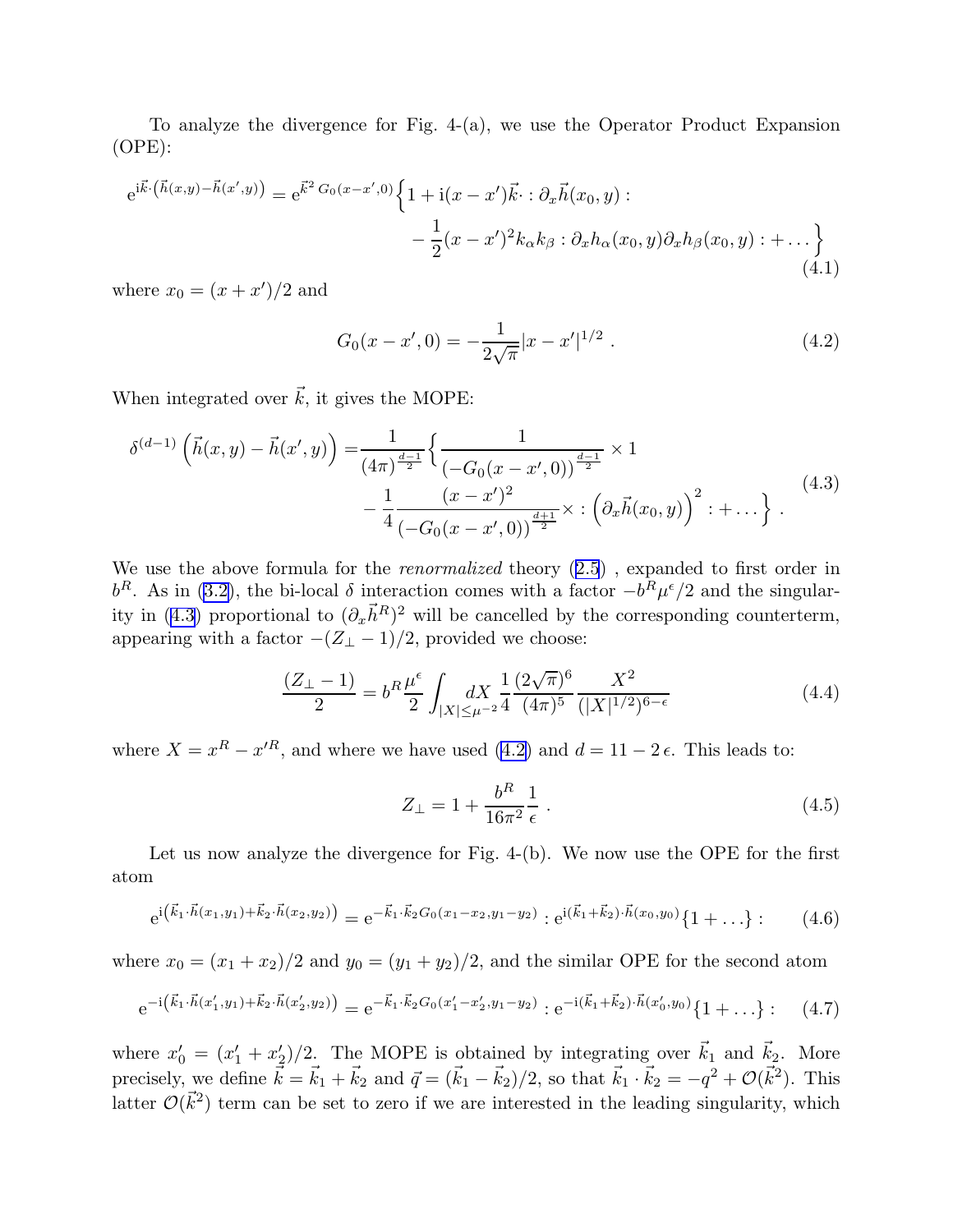To analyze the divergence for Fig. 4-(a), we use the Operator Product Expansion (OPE):

$$
\mathrm{e}^{\mathrm{i}\vec{k}\cdot\left(\vec{h}(x,y)-\vec{h}(x',y)\right)} = \mathrm{e}^{\vec{k}^2\,G_0(x-x',0)}\Big\{1+\mathrm{i}(x-x')\vec{k}\cdot :\partial_x\vec{h}(x_0,y): \\ -\frac{1}{2}(x-x')^2 k_\alpha k_\beta : \partial_x h_\alpha(x_0,y)\partial_x h_\beta(x_0,y):+\dots\Big\} \tag{4.1}
$$

where $x_0 = (x+x')/2$ and

$$
G_0(x-x',0) = -\frac{1}{2\sqrt{\pi}}|x-x'|^{1/2}\ . \tag{4.2}
$$

When integrated over $\vec{k}$, it gives the MOPE:

$$
\delta^{(d-1)}\left(\vec{h}(x,y)-\vec{h}(x',y)\right) = \frac{1}{(4\pi)^{\frac{d-1}{2}}}\Big\{\frac{1}{\left(-G_0(x-x',0)\right)^{\frac{d-1}{2}}}\times 1 \\ -\frac{1}{4}\frac{(x-x')^2}{\left(-G_0(x-x',0)\right)^{\frac{d+1}{2}}}\times :\left(\partial_x\vec{h}(x_0,y)\right)^2:+\dots\Big\}\ . \tag{4.3}
$$

We use the above formula for the *renormalized* theory (2.5), expanded to first order in $b^R$. As in (3.2), the bi-local $\delta$ interaction comes with a factor $-b^R\mu^\epsilon/2$ and the singularity in (4.3) proportional to $(\partial_x\vec{h}^R)^2$ will be cancelled by the corresponding counterterm, appearing with a factor $-(Z_\perp - 1)/2$, provided we choose:

$$
\frac{(Z_\perp-1)}{2} = b^R\frac{\mu^\epsilon}{2}\int_{|X|\le\mu^{-2}} dX\,\frac{1}{4}\frac{(2\sqrt{\pi})^6}{(4\pi)^5}\frac{X^2}{(|X|^{1/2})^{6-\epsilon}} \tag{4.4}
$$

where $X = x^R - x'^R$, and where we have used (4.2) and $d = 11-2\,\epsilon$. This leads to:

$$
Z_\perp = 1+\frac{b^R}{16\pi^2}\frac{1}{\epsilon}\ . \tag{4.5}
$$

Let us now analyze the divergence for Fig. 4-(b). We now use the OPE for the first atom

$$
\mathrm{e}^{\mathrm{i}\left(\vec{k}_1\cdot\vec{h}(x_1,y_1)+\vec{k}_2\cdot\vec{h}(x_2,y_2)\right)} = \mathrm{e}^{-\vec{k}_1\cdot\vec{k}_2 G_0(x_1-x_2,y_1-y_2)} :\mathrm{e}^{\mathrm{i}(\vec{k}_1+\vec{k}_2)\cdot\vec{h}(x_0,y_0)}\{1+\dots\}: \tag{4.6}
$$

where $x_0 = (x_1+x_2)/2$ and $y_0 = (y_1+y_2)/2$, and the similar OPE for the second atom

$$
\mathrm{e}^{-\mathrm{i}\left(\vec{k}_1\cdot\vec{h}(x'_1,y_1)+\vec{k}_2\cdot\vec{h}(x'_2,y_2)\right)} = \mathrm{e}^{-\vec{k}_1\cdot\vec{k}_2 G_0(x'_1-x'_2,y_1-y_2)} :\mathrm{e}^{-\mathrm{i}(\vec{k}_1+\vec{k}_2)\cdot\vec{h}(x'_0,y_0)}\{1+\dots\}: \tag{4.7}
$$

where $x'_0 = (x'_1+x'_2)/2$. The MOPE is obtained by integrating over $\vec{k}_1$ and $\vec{k}_2$. More precisely, we define $\vec{k} = \vec{k}_1+\vec{k}_2$ and $\vec{q} = (\vec{k}_1-\vec{k}_2)/2$, so that $\vec{k}_1\cdot\vec{k}_2 = -q^2+\mathcal{O}(\vec{k}^2)$. This latter $\mathcal{O}(\vec{k}^2)$ term can be set to zero if we are interested in the leading singularity, which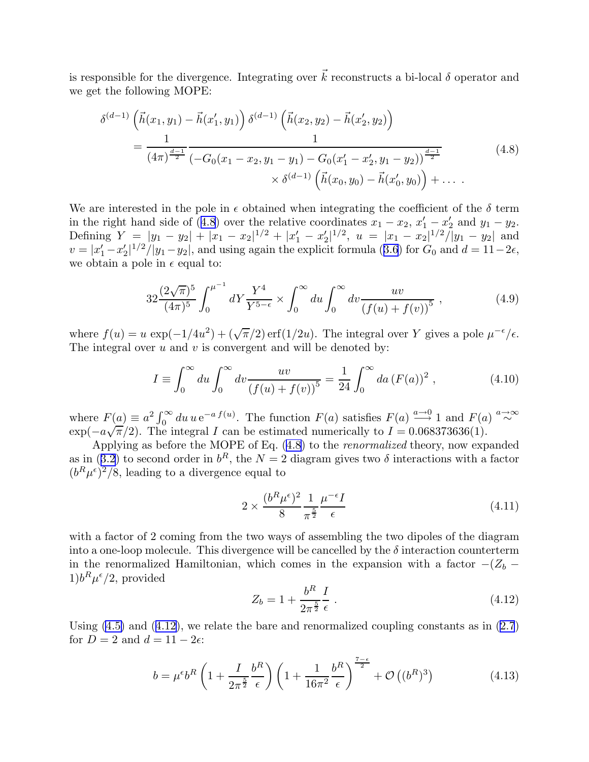is responsible for the divergence. Integrating over $\vec{k}$ reconstructs a bi-local $\delta$ operator and we get the following MOPE:

$$
\begin{aligned}
&\delta^{(d-1)}\left(\vec{h}(x_1,y_1)-\vec{h}(x_1',y_1)\right)\delta^{(d-1)}\left(\vec{h}(x_2,y_2)-\vec{h}(x_2',y_2)\right)\\
&\quad=\frac{1}{(4\pi)^{\frac{d-1}{2}}}\frac{1}{\left(-G_0(x_1-x_2,y_1-y_1)-G_0(x_1'-x_2',y_1-y_2)\right)^{\frac{d-1}{2}}}\\
&\qquad\qquad\qquad\qquad\times\delta^{(d-1)}\left(\vec{h}(x_0,y_0)-\vec{h}(x_0',y_0)\right)+\ldots\ .
\end{aligned}
\tag{4.8}
$$

We are interested in the pole in $\epsilon$ obtained when integrating the coefficient of the $\delta$ term in the right hand side of (4.8) over the relative coordinates $x_1-x_2$, $x_1'-x_2'$ and $y_1-y_2$. Defining $Y=|y_1-y_2|+|x_1-x_2|^{1/2}+|x_1'-x_2'|^{1/2}$, $u=|x_1-x_2|^{1/2}/|y_1-y_2|$ and $v=|x_1'-x_2'|^{1/2}/|y_1-y_2|$, and using again the explicit formula (3.6) for $G_0$ and $d=11-2\epsilon$, we obtain a pole in $\epsilon$ equal to:

$$
32\frac{(2\sqrt{\pi})^5}{(4\pi)^5}\int_0^{\mu^{-1}}dY\frac{Y^4}{Y^{5-\epsilon}}\times\int_0^\infty du\int_0^\infty dv\frac{uv}{\left(f(u)+f(v)\right)^5}\ ,
\tag{4.9}
$$

where $f(u)=u\exp(-1/4u^2)+(\sqrt{\pi}/2)\,\mathrm{erf}(1/2u)$. The integral over $Y$ gives a pole $\mu^{-\epsilon}/\epsilon$. The integral over $u$ and $v$ is convergent and will be denoted by:

$$
I\equiv\int_0^\infty du\int_0^\infty dv\frac{uv}{\left(f(u)+f(v)\right)^5}=\frac{1}{24}\int_0^\infty da\,(F(a))^2\ ,
\tag{4.10}
$$

where $F(a)\equiv a^2\int_0^\infty du\,u\,\mathrm{e}^{-a\,f(u)}$. The function $F(a)$ satisfies $F(a)\stackrel{a\to 0}{\longrightarrow}1$ and $F(a)\stackrel{a\to\infty}{\sim}\exp(-a\sqrt{\pi}/2)$. The integral $I$ can be estimated numerically to $I=0.068373636(1)$.

Applying as before the MOPE of Eq. (4.8) to the *renormalized* theory, now expanded as in (3.2) to second order in $b^R$, the $N=2$ diagram gives two $\delta$ interactions with a factor $(b^R\mu^\epsilon)^2/8$, leading to a divergence equal to

$$
2\times\frac{(b^R\mu^\epsilon)^2}{8}\frac{1}{\pi^{\frac{5}{2}}}\frac{\mu^{-\epsilon}I}{\epsilon}
\tag{4.11}
$$

with a factor of 2 coming from the two ways of assembling the two dipoles of the diagram into a one-loop molecule. This divergence will be cancelled by the $\delta$ interaction counterterm in the renormalized Hamiltonian, which comes in the expansion with a factor $-(Z_b-1)b^R\mu^\epsilon/2$, provided

$$
Z_b=1+\frac{b^R}{2\pi^{\frac{5}{2}}}\frac{I}{\epsilon}\ .
\tag{4.12}
$$

Using (4.5) and (4.12), we relate the bare and renormalized coupling constants as in (2.7) for $D=2$ and $d=11-2\epsilon$:

$$
b=\mu^\epsilon b^R\left(1+\frac{I}{2\pi^{\frac{5}{2}}}\frac{b^R}{\epsilon}\right)\left(1+\frac{1}{16\pi^2}\frac{b^R}{\epsilon}\right)^{\frac{7-\epsilon}{2}}+\mathcal{O}\left((b^R)^3\right)
\tag{4.13}
$$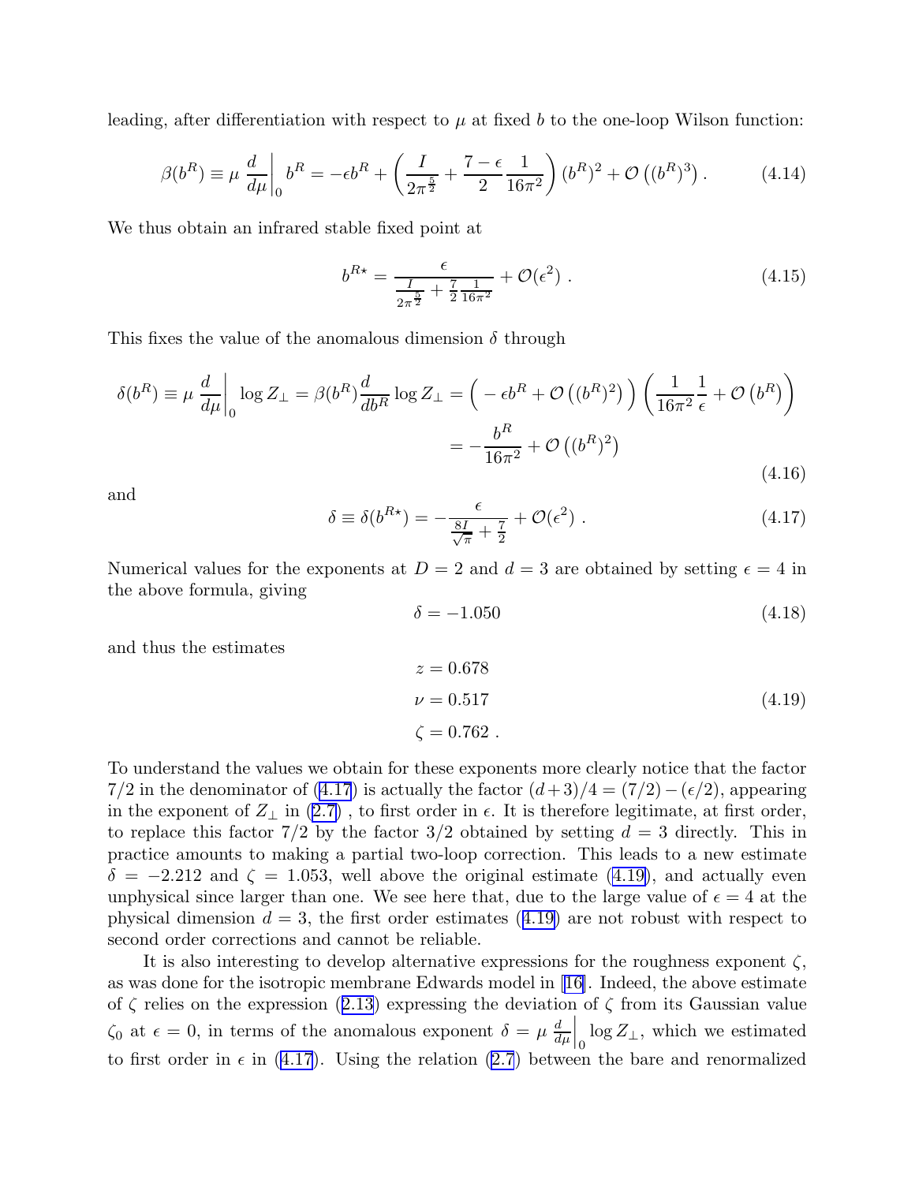leading, after differentiation with respect to $\mu$ at fixed $b$ to the one-loop Wilson function:

$$\beta(b^R) \equiv \mu \left.\frac{d}{d\mu}\right|_0 b^R = -\epsilon b^R + \left(\frac{I}{2\pi^{\frac{5}{2}}} + \frac{7-\epsilon}{2}\frac{1}{16\pi^2}\right)(b^R)^2 + \mathcal{O}\left((b^R)^3\right). \tag{4.14}$$

We thus obtain an infrared stable fixed point at

$$b^{R\star} = \frac{\epsilon}{\frac{I}{2\pi^{\frac{5}{2}}} + \frac{7}{2}\frac{1}{16\pi^2}} + \mathcal{O}(\epsilon^2)\ . \tag{4.15}$$

This fixes the value of the anomalous dimension $\delta$ through

$$\begin{aligned}\delta(b^R) \equiv \mu \left.\frac{d}{d\mu}\right|_0 \log Z_\perp = \beta(b^R)\frac{d}{db^R}\log Z_\perp &= \Big(-\epsilon b^R + \mathcal{O}\left((b^R)^2\right)\Big)\left(\frac{1}{16\pi^2}\frac{1}{\epsilon} + \mathcal{O}\left(b^R\right)\right)\\ &= -\frac{b^R}{16\pi^2} + \mathcal{O}\left((b^R)^2\right)\end{aligned} \tag{4.16}$$

and

$$\delta \equiv \delta(b^{R\star}) = -\frac{\epsilon}{\frac{8I}{\sqrt{\pi}} + \frac{7}{2}} + \mathcal{O}(\epsilon^2)\ . \tag{4.17}$$

Numerical values for the exponents at $D = 2$ and $d = 3$ are obtained by setting $\epsilon = 4$ in the above formula, giving

$$\delta = -1.050 \tag{4.18}$$

and thus the estimates

$$\begin{aligned} z &= 0.678\\ \nu &= 0.517\\ \zeta &= 0.762\ . \end{aligned} \tag{4.19}$$

To understand the values we obtain for these exponents more clearly notice that the factor $7/2$ in the denominator of (4.17) is actually the factor $(d+3)/4 = (7/2) - (\epsilon/2)$, appearing in the exponent of $Z_\perp$ in (2.7), to first order in $\epsilon$. It is therefore legitimate, at first order, to replace this factor $7/2$ by the factor $3/2$ obtained by setting $d = 3$ directly. This in practice amounts to making a partial two-loop correction. This leads to a new estimate $\delta = -2.212$ and $\zeta = 1.053$, well above the original estimate (4.19), and actually even unphysical since larger than one. We see here that, due to the large value of $\epsilon = 4$ at the physical dimension $d = 3$, the first order estimates (4.19) are not robust with respect to second order corrections and cannot be reliable.

It is also interesting to develop alternative expressions for the roughness exponent $\zeta$, as was done for the isotropic membrane Edwards model in [16]. Indeed, the above estimate of $\zeta$ relies on the expression (2.13) expressing the deviation of $\zeta$ from its Gaussian value $\zeta_0$ at $\epsilon = 0$, in terms of the anomalous exponent $\delta = \mu \left.\frac{d}{d\mu}\right|_0 \log Z_\perp$, which we estimated to first order in $\epsilon$ in (4.17). Using the relation (2.7) between the bare and renormalized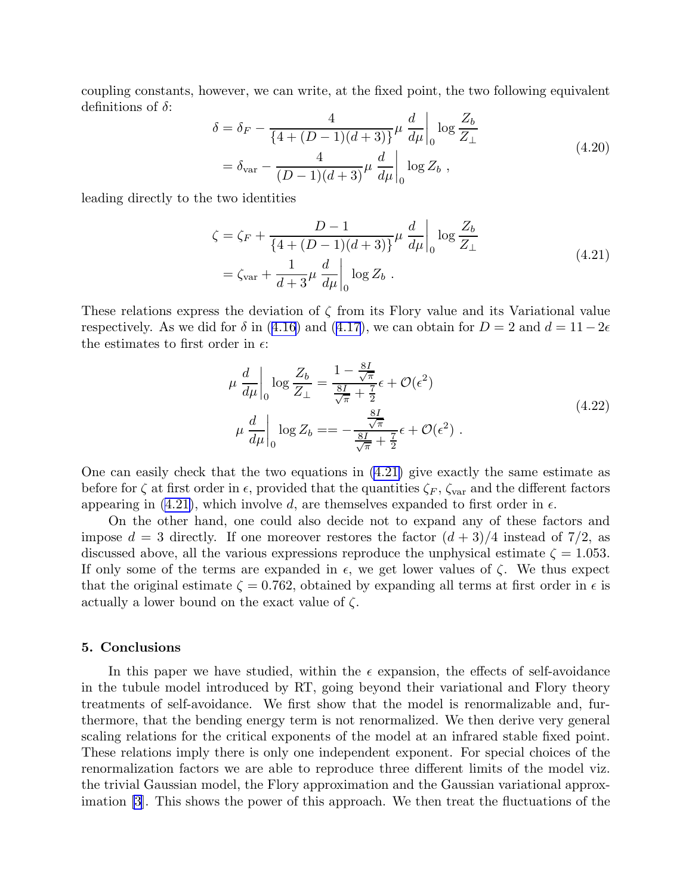coupling constants, however, we can write, at the fixed point, the two following equivalent definitions of $\delta$:

$$
\begin{aligned}
\delta &= \delta_F - \frac{4}{\{4+(D-1)(d+3)\}}\mu \left.\frac{d}{d\mu}\right|_0 \log \frac{Z_b}{Z_\perp} \\
&= \delta_{\rm var} - \frac{4}{(D-1)(d+3)}\mu \left.\frac{d}{d\mu}\right|_0 \log Z_b \ ,
\end{aligned}
\tag{4.20}
$$

leading directly to the two identities

$$
\begin{aligned}
\zeta &= \zeta_F + \frac{D-1}{\{4+(D-1)(d+3)\}}\mu \left.\frac{d}{d\mu}\right|_0 \log \frac{Z_b}{Z_\perp} \\
&= \zeta_{\rm var} + \frac{1}{d+3}\mu \left.\frac{d}{d\mu}\right|_0 \log Z_b \ .
\end{aligned}
\tag{4.21}
$$

These relations express the deviation of $\zeta$ from its Flory value and its Variational value respectively. As we did for $\delta$ in (4.16) and (4.17), we can obtain for $D = 2$ and $d = 11 - 2\epsilon$ the estimates to first order in $\epsilon$:

$$
\begin{aligned}
\mu \left.\frac{d}{d\mu}\right|_0 \log \frac{Z_b}{Z_\perp} &= \frac{1-\frac{8I}{\sqrt{\pi}}}{\frac{8I}{\sqrt{\pi}}+\frac{7}{2}}\epsilon + \mathcal{O}(\epsilon^2) \\
\mu \left.\frac{d}{d\mu}\right|_0 \log Z_b &== -\frac{\frac{8I}{\sqrt{\pi}}}{\frac{8I}{\sqrt{\pi}}+\frac{7}{2}}\epsilon + \mathcal{O}(\epsilon^2) \ .
\end{aligned}
\tag{4.22}
$$

One can easily check that the two equations in (4.21) give exactly the same estimate as before for $\zeta$ at first order in $\epsilon$, provided that the quantities $\zeta_F$, $\zeta_{\rm var}$ and the different factors appearing in (4.21), which involve $d$, are themselves expanded to first order in $\epsilon$.

On the other hand, one could also decide not to expand any of these factors and impose $d = 3$ directly. If one moreover restores the factor $(d+3)/4$ instead of $7/2$, as discussed above, all the various expressions reproduce the unphysical estimate $\zeta = 1.053$. If only some of the terms are expanded in $\epsilon$, we get lower values of $\zeta$. We thus expect that the original estimate $\zeta = 0.762$, obtained by expanding all terms at first order in $\epsilon$ is actually a lower bound on the exact value of $\zeta$.

## 5. Conclusions

In this paper we have studied, within the $\epsilon$ expansion, the effects of self-avoidance in the tubule model introduced by RT, going beyond their variational and Flory theory treatments of self-avoidance. We first show that the model is renormalizable and, furthermore, that the bending energy term is not renormalized. We then derive very general scaling relations for the critical exponents of the model at an infrared stable fixed point. These relations imply there is only one independent exponent. For special choices of the renormalization factors we are able to reproduce three different limits of the model viz. the trivial Gaussian model, the Flory approximation and the Gaussian variational approximation [3]. This shows the power of this approach. We then treat the fluctuations of the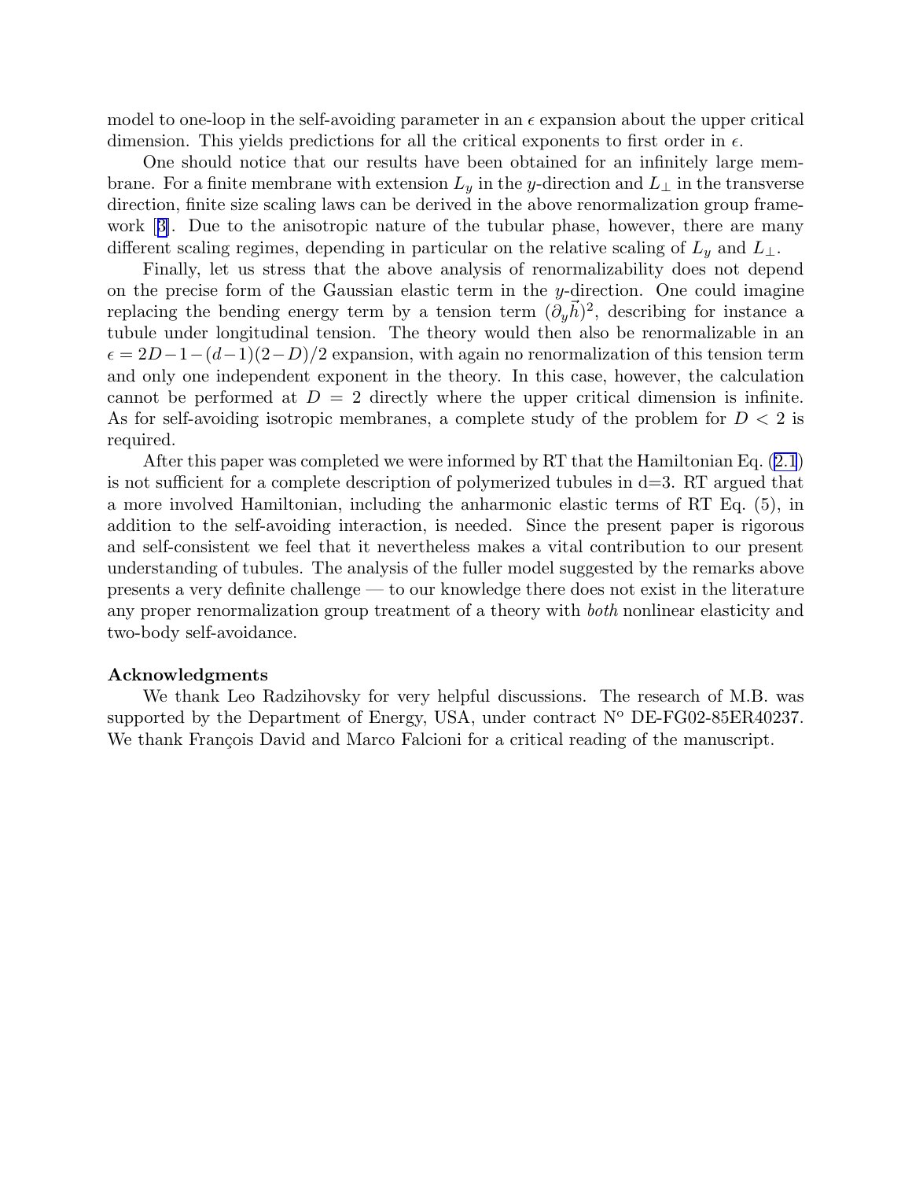model to one-loop in the self-avoiding parameter in an $\epsilon$ expansion about the upper critical dimension. This yields predictions for all the critical exponents to first order in $\epsilon$.

One should notice that our results have been obtained for an infinitely large membrane. For a finite membrane with extension $L_y$ in the $y$-direction and $L_\perp$ in the transverse direction, finite size scaling laws can be derived in the above renormalization group framework [3]. Due to the anisotropic nature of the tubular phase, however, there are many different scaling regimes, depending in particular on the relative scaling of $L_y$ and $L_\perp$.

Finally, let us stress that the above analysis of renormalizability does not depend on the precise form of the Gaussian elastic term in the $y$-direction. One could imagine replacing the bending energy term by a tension term $(\partial_y \vec{h})^2$, describing for instance a tubule under longitudinal tension. The theory would then also be renormalizable in an $\epsilon = 2D-1-(d-1)(2-D)/2$ expansion, with again no renormalization of this tension term and only one independent exponent in the theory. In this case, however, the calculation cannot be performed at $D = 2$ directly where the upper critical dimension is infinite. As for self-avoiding isotropic membranes, a complete study of the problem for $D < 2$ is required.

After this paper was completed we were informed by RT that the Hamiltonian Eq. (2.1) is not sufficient for a complete description of polymerized tubules in d=3. RT argued that a more involved Hamiltonian, including the anharmonic elastic terms of RT Eq. (5), in addition to the self-avoiding interaction, is needed. Since the present paper is rigorous and self-consistent we feel that it nevertheless makes a vital contribution to our present understanding of tubules. The analysis of the fuller model suggested by the remarks above presents a very definite challenge — to our knowledge there does not exist in the literature any proper renormalization group treatment of a theory with *both* nonlinear elasticity and two-body self-avoidance.

**Acknowledgments**

We thank Leo Radzihovsky for very helpful discussions. The research of M.B. was supported by the Department of Energy, USA, under contract N$^{o}$ DE-FG02-85ER40237. We thank François David and Marco Falcioni for a critical reading of the manuscript.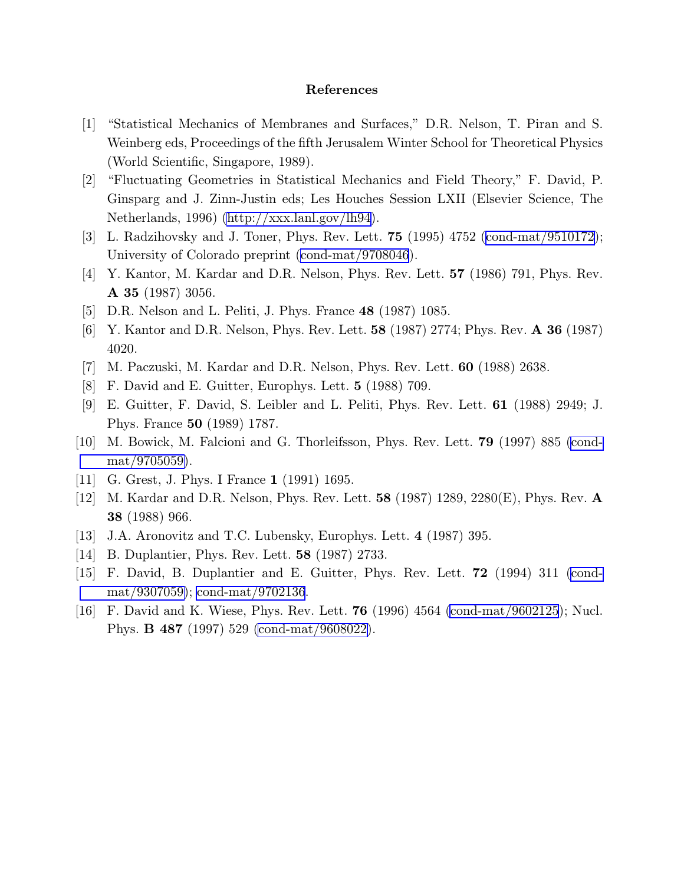## References

[1] "Statistical Mechanics of Membranes and Surfaces," D.R. Nelson, T. Piran and S. Weinberg eds, Proceedings of the fifth Jerusalem Winter School for Theoretical Physics (World Scientific, Singapore, 1989).

[2] "Fluctuating Geometries in Statistical Mechanics and Field Theory," F. David, P. Ginsparg and J. Zinn-Justin eds; Les Houches Session LXII (Elsevier Science, The Netherlands, 1996) (http://xxx.lanl.gov/lh94).

[3] L. Radzihovsky and J. Toner, Phys. Rev. Lett. **75** (1995) 4752 (cond-mat/9510172); University of Colorado preprint (cond-mat/9708046).

[4] Y. Kantor, M. Kardar and D.R. Nelson, Phys. Rev. Lett. **57** (1986) 791, Phys. Rev. **A 35** (1987) 3056.

[5] D.R. Nelson and L. Peliti, J. Phys. France **48** (1987) 1085.

[6] Y. Kantor and D.R. Nelson, Phys. Rev. Lett. **58** (1987) 2774; Phys. Rev. **A 36** (1987) 4020.

[7] M. Paczuski, M. Kardar and D.R. Nelson, Phys. Rev. Lett. **60** (1988) 2638.

[8] F. David and E. Guitter, Europhys. Lett. **5** (1988) 709.

[9] E. Guitter, F. David, S. Leibler and L. Peliti, Phys. Rev. Lett. **61** (1988) 2949; J. Phys. France **50** (1989) 1787.

[10] M. Bowick, M. Falcioni and G. Thorleifsson, Phys. Rev. Lett. **79** (1997) 885 (cond-mat/9705059).

[11] G. Grest, J. Phys. I France **1** (1991) 1695.

[12] M. Kardar and D.R. Nelson, Phys. Rev. Lett. **58** (1987) 1289, 2280(E), Phys. Rev. **A 38** (1988) 966.

[13] J.A. Aronovitz and T.C. Lubensky, Europhys. Lett. **4** (1987) 395.

[14] B. Duplantier, Phys. Rev. Lett. **58** (1987) 2733.

[15] F. David, B. Duplantier and E. Guitter, Phys. Rev. Lett. **72** (1994) 311 (cond-mat/9307059); cond-mat/9702136.

[16] F. David and K. Wiese, Phys. Rev. Lett. **76** (1996) 4564 (cond-mat/9602125); Nucl. Phys. **B 487** (1997) 529 (cond-mat/9608022).